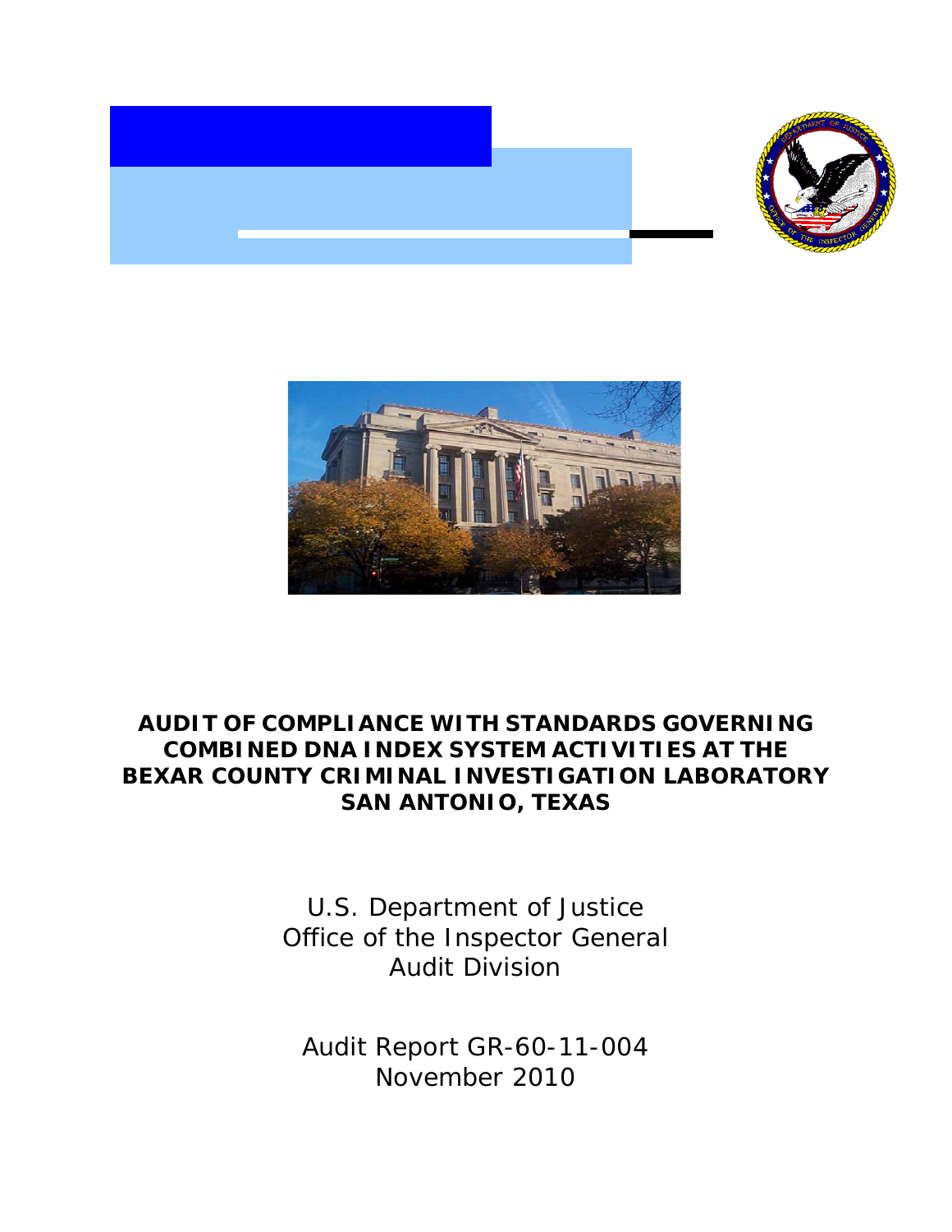# AUDIT OF COMPLIANCE WITH STANDARDS GOVERNING COMBINED DNA INDEX SYSTEM ACTIVITIES AT THE BEXAR COUNTY CRIMINAL INVESTIGATION LABORATORY SAN ANTONIO, TEXAS

U.S. Department of Justice
Office of the Inspector General
Audit Division

Audit Report GR-60-11-004
November 2010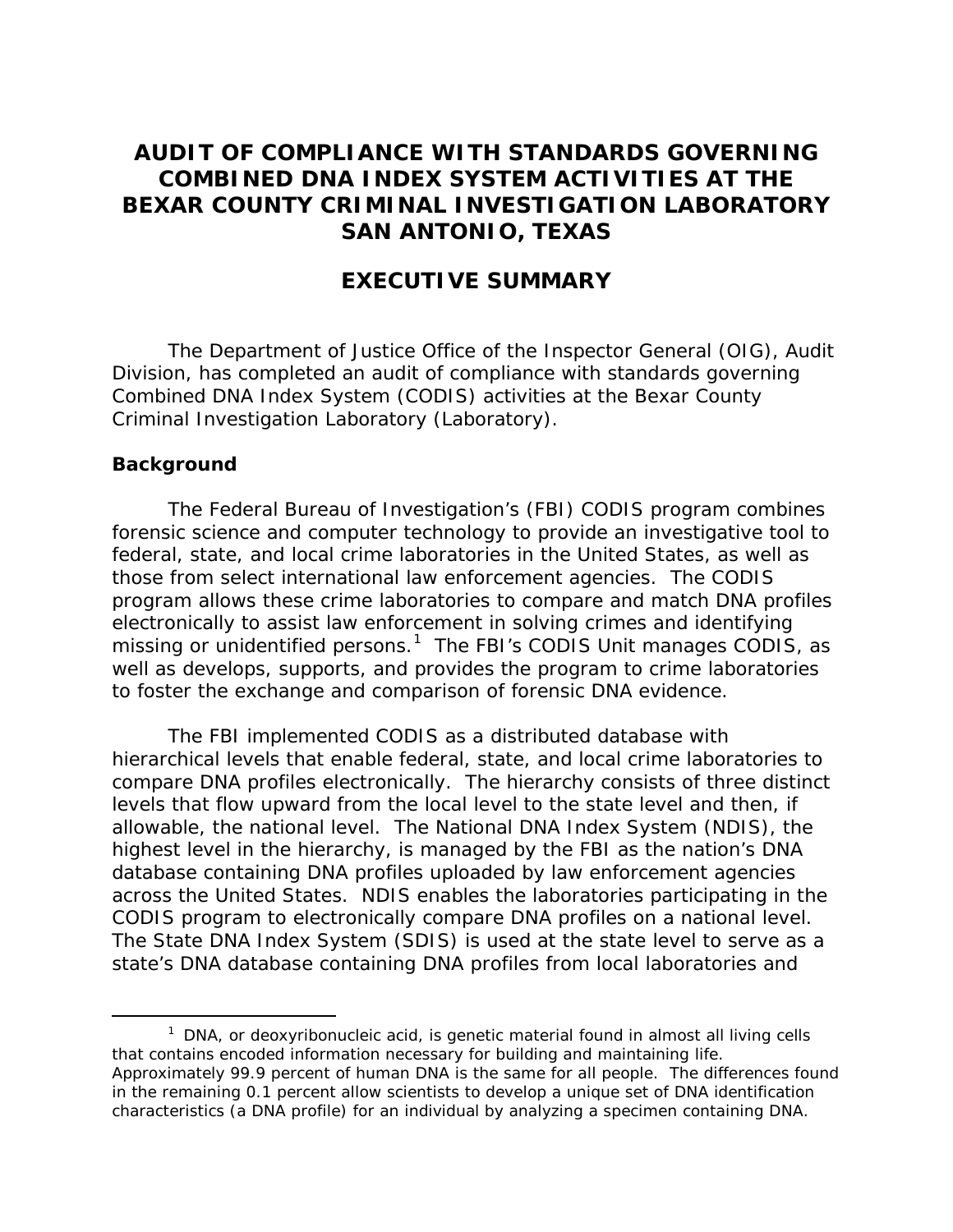# AUDIT OF COMPLIANCE WITH STANDARDS GOVERNING COMBINED DNA INDEX SYSTEM ACTIVITIES AT THE BEXAR COUNTY CRIMINAL INVESTIGATION LABORATORY SAN ANTONIO, TEXAS

## EXECUTIVE SUMMARY

The Department of Justice Office of the Inspector General (OIG), Audit Division, has completed an audit of compliance with standards governing Combined DNA Index System (CODIS) activities at the Bexar County Criminal Investigation Laboratory (Laboratory).

### Background

The Federal Bureau of Investigation's (FBI) CODIS program combines forensic science and computer technology to provide an investigative tool to federal, state, and local crime laboratories in the United States, as well as those from select international law enforcement agencies. The CODIS program allows these crime laboratories to compare and match DNA profiles electronically to assist law enforcement in solving crimes and identifying missing or unidentified persons.[1] The FBI's CODIS Unit manages CODIS, as well as develops, supports, and provides the program to crime laboratories to foster the exchange and comparison of forensic DNA evidence.

The FBI implemented CODIS as a distributed database with hierarchical levels that enable federal, state, and local crime laboratories to compare DNA profiles electronically. The hierarchy consists of three distinct levels that flow upward from the local level to the state level and then, if allowable, the national level. The National DNA Index System (NDIS), the highest level in the hierarchy, is managed by the FBI as the nation's DNA database containing DNA profiles uploaded by law enforcement agencies across the United States. NDIS enables the laboratories participating in the CODIS program to electronically compare DNA profiles on a national level. The State DNA Index System (SDIS) is used at the state level to serve as a state's DNA database containing DNA profiles from local laboratories and

---

[1] DNA, or deoxyribonucleic acid, is genetic material found in almost all living cells that contains encoded information necessary for building and maintaining life. Approximately 99.9 percent of human DNA is the same for all people. The differences found in the remaining 0.1 percent allow scientists to develop a unique set of DNA identification characteristics (a DNA profile) for an individual by analyzing a specimen containing DNA.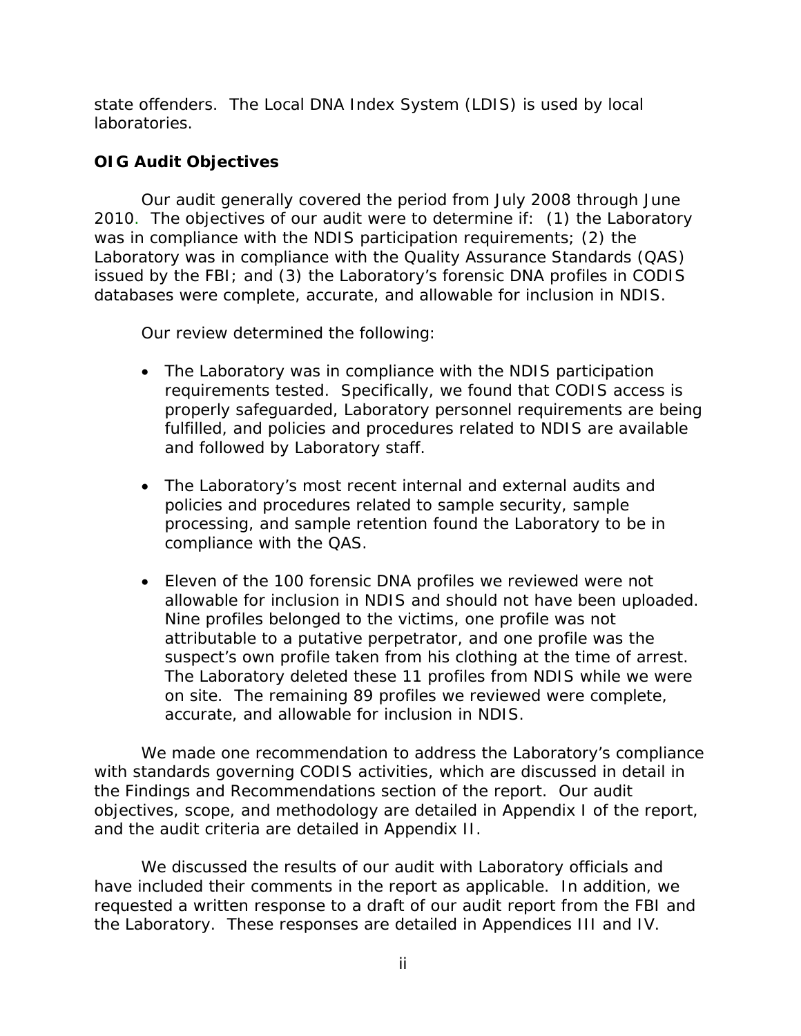state offenders. The Local DNA Index System (LDIS) is used by local laboratories.

**OIG Audit Objectives**

Our audit generally covered the period from July 2008 through June 2010. The objectives of our audit were to determine if: (1) the Laboratory was in compliance with the NDIS participation requirements; (2) the Laboratory was in compliance with the Quality Assurance Standards (QAS) issued by the FBI; and (3) the Laboratory's forensic DNA profiles in CODIS databases were complete, accurate, and allowable for inclusion in NDIS.

Our review determined the following:

- The Laboratory was in compliance with the NDIS participation requirements tested. Specifically, we found that CODIS access is properly safeguarded, Laboratory personnel requirements are being fulfilled, and policies and procedures related to NDIS are available and followed by Laboratory staff.

- The Laboratory's most recent internal and external audits and policies and procedures related to sample security, sample processing, and sample retention found the Laboratory to be in compliance with the QAS.

- Eleven of the 100 forensic DNA profiles we reviewed were not allowable for inclusion in NDIS and should not have been uploaded. Nine profiles belonged to the victims, one profile was not attributable to a putative perpetrator, and one profile was the suspect's own profile taken from his clothing at the time of arrest. The Laboratory deleted these 11 profiles from NDIS while we were on site. The remaining 89 profiles we reviewed were complete, accurate, and allowable for inclusion in NDIS.

We made one recommendation to address the Laboratory's compliance with standards governing CODIS activities, which are discussed in detail in the Findings and Recommendations section of the report. Our audit objectives, scope, and methodology are detailed in Appendix I of the report, and the audit criteria are detailed in Appendix II.

We discussed the results of our audit with Laboratory officials and have included their comments in the report as applicable. In addition, we requested a written response to a draft of our audit report from the FBI and the Laboratory. These responses are detailed in Appendices III and IV.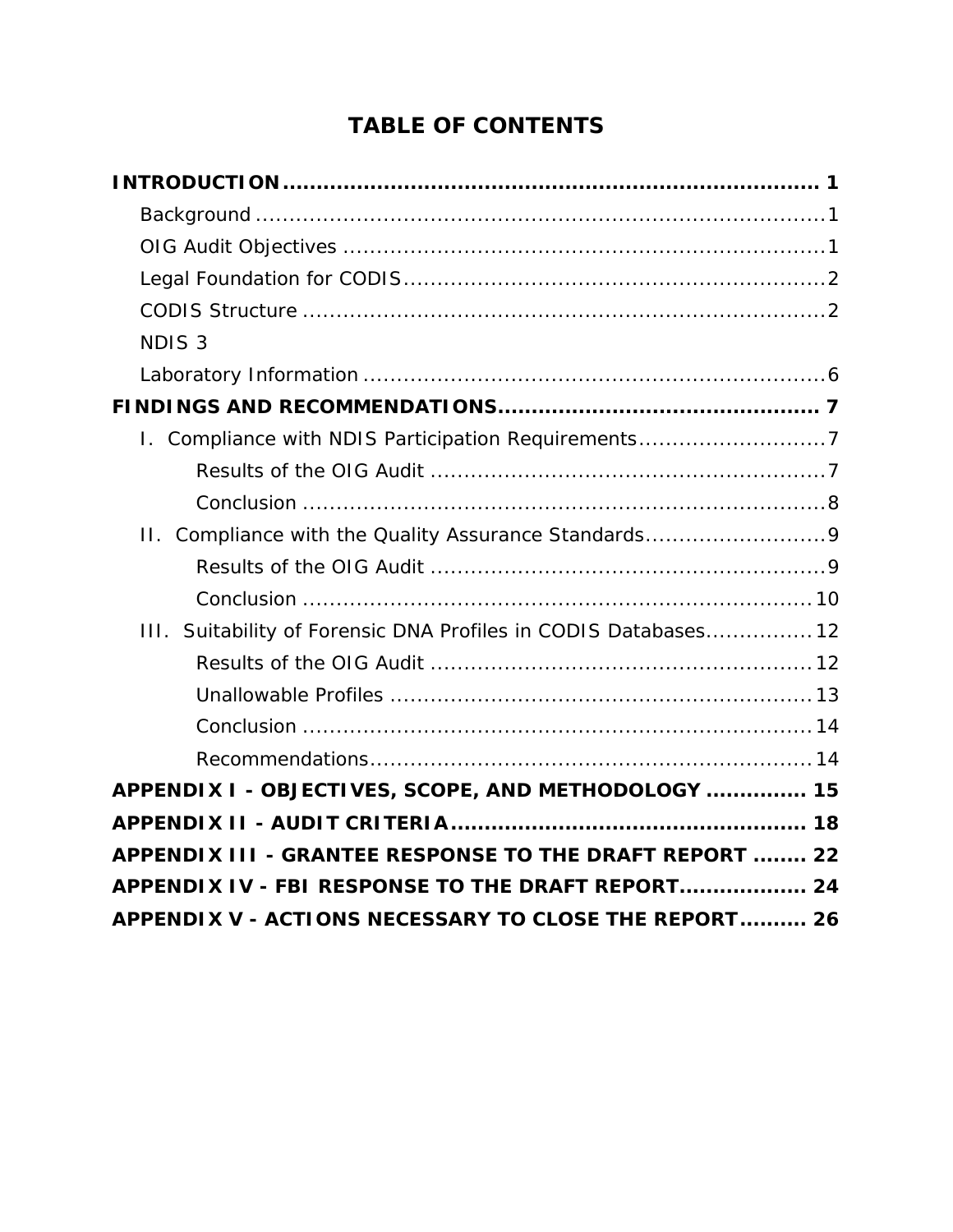# TABLE OF CONTENTS

**INTRODUCTION** .......... **1**

- Background .......... 1
- OIG Audit Objectives .......... 1
- Legal Foundation for CODIS .......... 2
- CODIS Structure .......... 2
- NDIS 3
- Laboratory Information .......... 6

**FINDINGS AND RECOMMENDATIONS** .......... **7**

- I. Compliance with NDIS Participation Requirements .......... 7
  - Results of the OIG Audit .......... 7
  - Conclusion .......... 8
- II. Compliance with the Quality Assurance Standards .......... 9
  - Results of the OIG Audit .......... 9
  - Conclusion .......... 10
- III. Suitability of Forensic DNA Profiles in CODIS Databases .......... 12
  - Results of the OIG Audit .......... 12
  - Unallowable Profiles .......... 13
  - Conclusion .......... 14
  - Recommendations .......... 14

**APPENDIX I - OBJECTIVES, SCOPE, AND METHODOLOGY** .......... **15**

**APPENDIX II - AUDIT CRITERIA** .......... **18**

**APPENDIX III - GRANTEE RESPONSE TO THE DRAFT REPORT** .......... **22**

**APPENDIX IV - FBI RESPONSE TO THE DRAFT REPORT** .......... **24**

**APPENDIX V - ACTIONS NECESSARY TO CLOSE THE REPORT** .......... **26**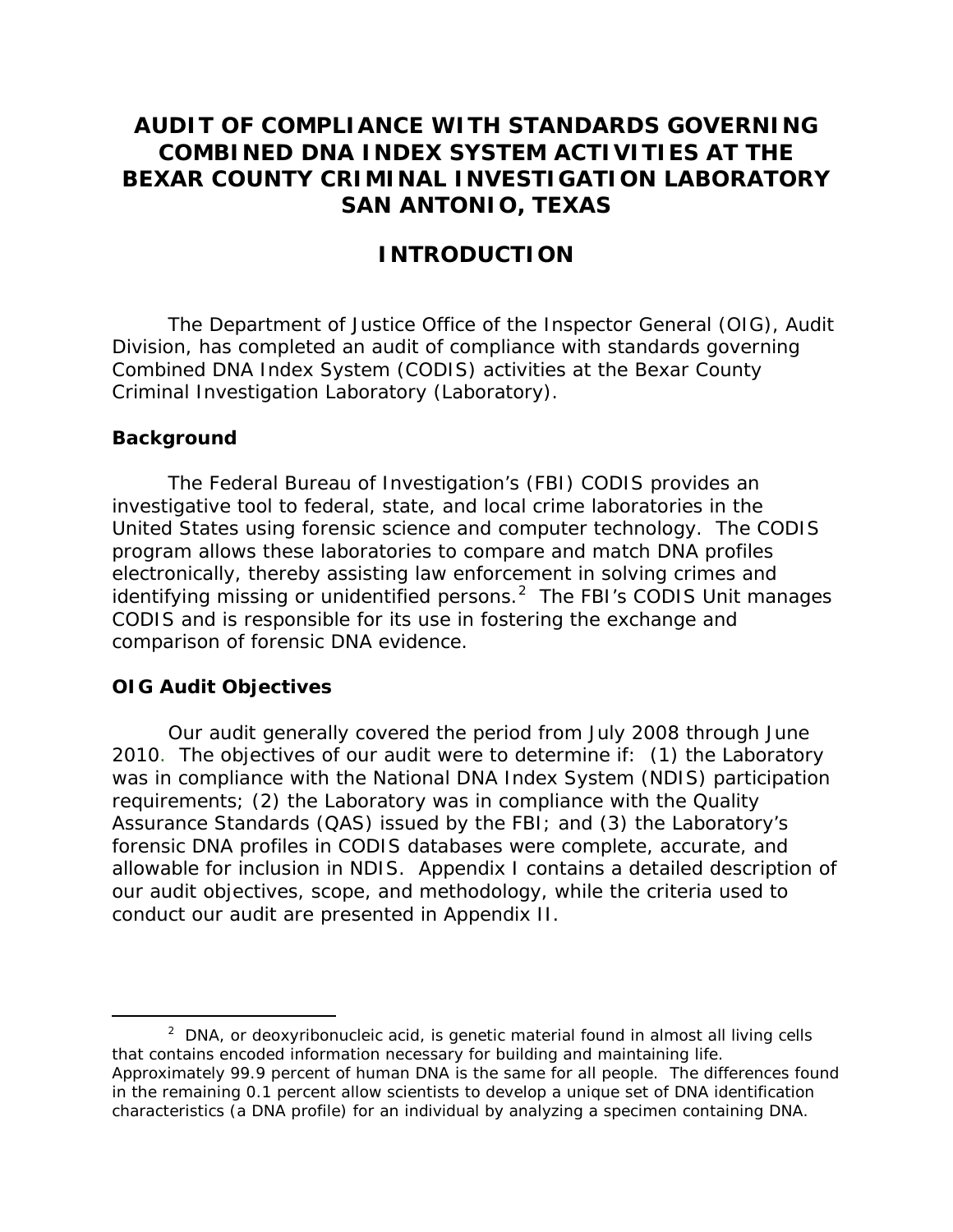# AUDIT OF COMPLIANCE WITH STANDARDS GOVERNING COMBINED DNA INDEX SYSTEM ACTIVITIES AT THE BEXAR COUNTY CRIMINAL INVESTIGATION LABORATORY SAN ANTONIO, TEXAS

## INTRODUCTION

The Department of Justice Office of the Inspector General (OIG), Audit Division, has completed an audit of compliance with standards governing Combined DNA Index System (CODIS) activities at the Bexar County Criminal Investigation Laboratory (Laboratory).

### Background

The Federal Bureau of Investigation's (FBI) CODIS provides an investigative tool to federal, state, and local crime laboratories in the United States using forensic science and computer technology. The CODIS program allows these laboratories to compare and match DNA profiles electronically, thereby assisting law enforcement in solving crimes and identifying missing or unidentified persons.[2] The FBI's CODIS Unit manages CODIS and is responsible for its use in fostering the exchange and comparison of forensic DNA evidence.

### OIG Audit Objectives

Our audit generally covered the period from July 2008 through June 2010. The objectives of our audit were to determine if: (1) the Laboratory was in compliance with the National DNA Index System (NDIS) participation requirements; (2) the Laboratory was in compliance with the Quality Assurance Standards (QAS) issued by the FBI; and (3) the Laboratory's forensic DNA profiles in CODIS databases were complete, accurate, and allowable for inclusion in NDIS. Appendix I contains a detailed description of our audit objectives, scope, and methodology, while the criteria used to conduct our audit are presented in Appendix II.

[2] DNA, or deoxyribonucleic acid, is genetic material found in almost all living cells that contains encoded information necessary for building and maintaining life. Approximately 99.9 percent of human DNA is the same for all people. The differences found in the remaining 0.1 percent allow scientists to develop a unique set of DNA identification characteristics (a DNA profile) for an individual by analyzing a specimen containing DNA.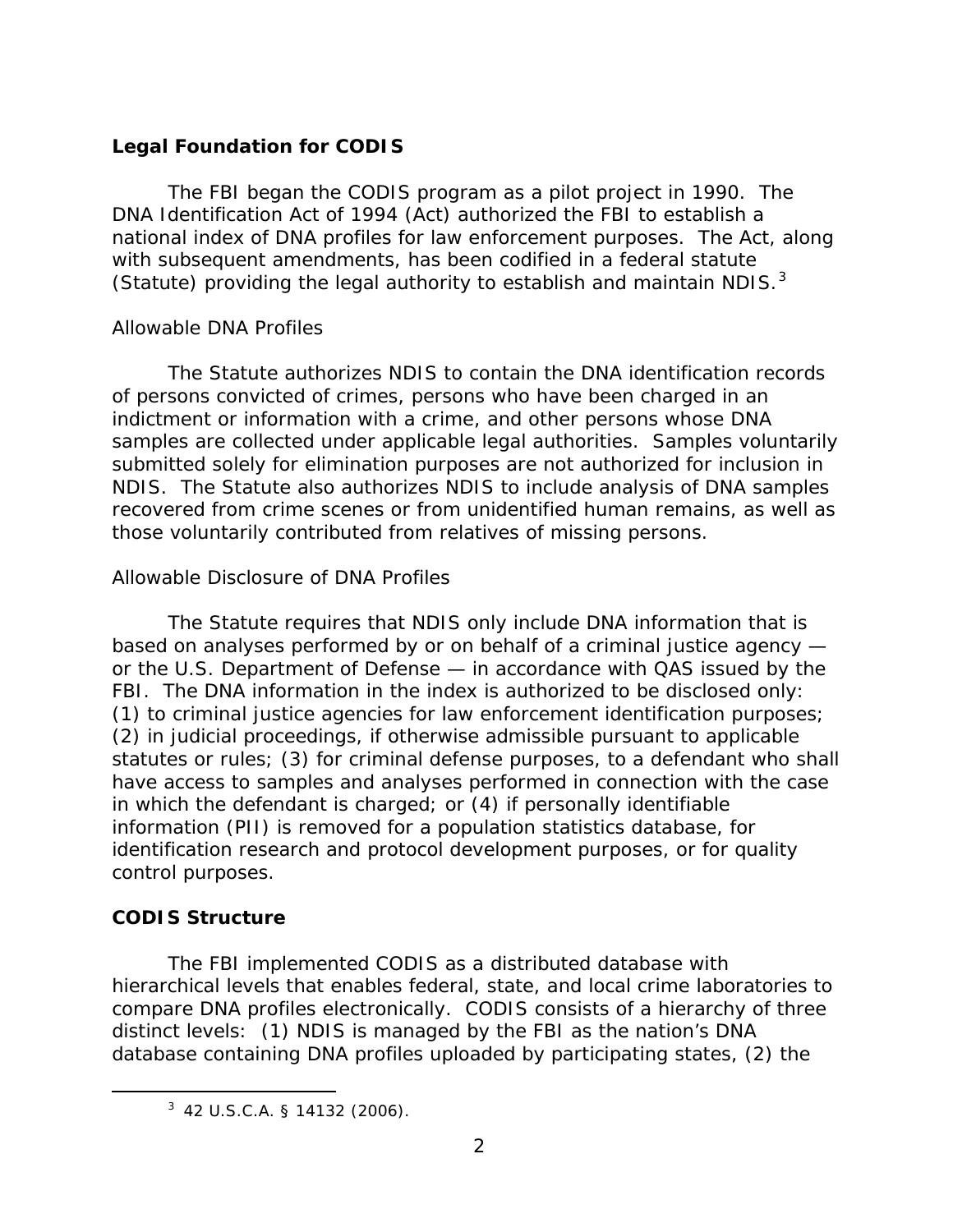## Legal Foundation for CODIS

The FBI began the CODIS program as a pilot project in 1990. The DNA Identification Act of 1994 (Act) authorized the FBI to establish a national index of DNA profiles for law enforcement purposes. The Act, along with subsequent amendments, has been codified in a federal statute (Statute) providing the legal authority to establish and maintain NDIS.[3]

### Allowable DNA Profiles

The Statute authorizes NDIS to contain the DNA identification records of persons convicted of crimes, persons who have been charged in an indictment or information with a crime, and other persons whose DNA samples are collected under applicable legal authorities. Samples voluntarily submitted solely for elimination purposes are not authorized for inclusion in NDIS. The Statute also authorizes NDIS to include analysis of DNA samples recovered from crime scenes or from unidentified human remains, as well as those voluntarily contributed from relatives of missing persons.

### Allowable Disclosure of DNA Profiles

The Statute requires that NDIS only include DNA information that is based on analyses performed by or on behalf of a criminal justice agency — or the U.S. Department of Defense — in accordance with QAS issued by the FBI. The DNA information in the index is authorized to be disclosed only: (1) to criminal justice agencies for law enforcement identification purposes; (2) in judicial proceedings, if otherwise admissible pursuant to applicable statutes or rules; (3) for criminal defense purposes, to a defendant who shall have access to samples and analyses performed in connection with the case in which the defendant is charged; or (4) if personally identifiable information (PII) is removed for a population statistics database, for identification research and protocol development purposes, or for quality control purposes.

## CODIS Structure

The FBI implemented CODIS as a distributed database with hierarchical levels that enables federal, state, and local crime laboratories to compare DNA profiles electronically. CODIS consists of a hierarchy of three distinct levels: (1) NDIS is managed by the FBI as the nation's DNA database containing DNA profiles uploaded by participating states, (2) the

[3] 42 U.S.C.A. § 14132 (2006).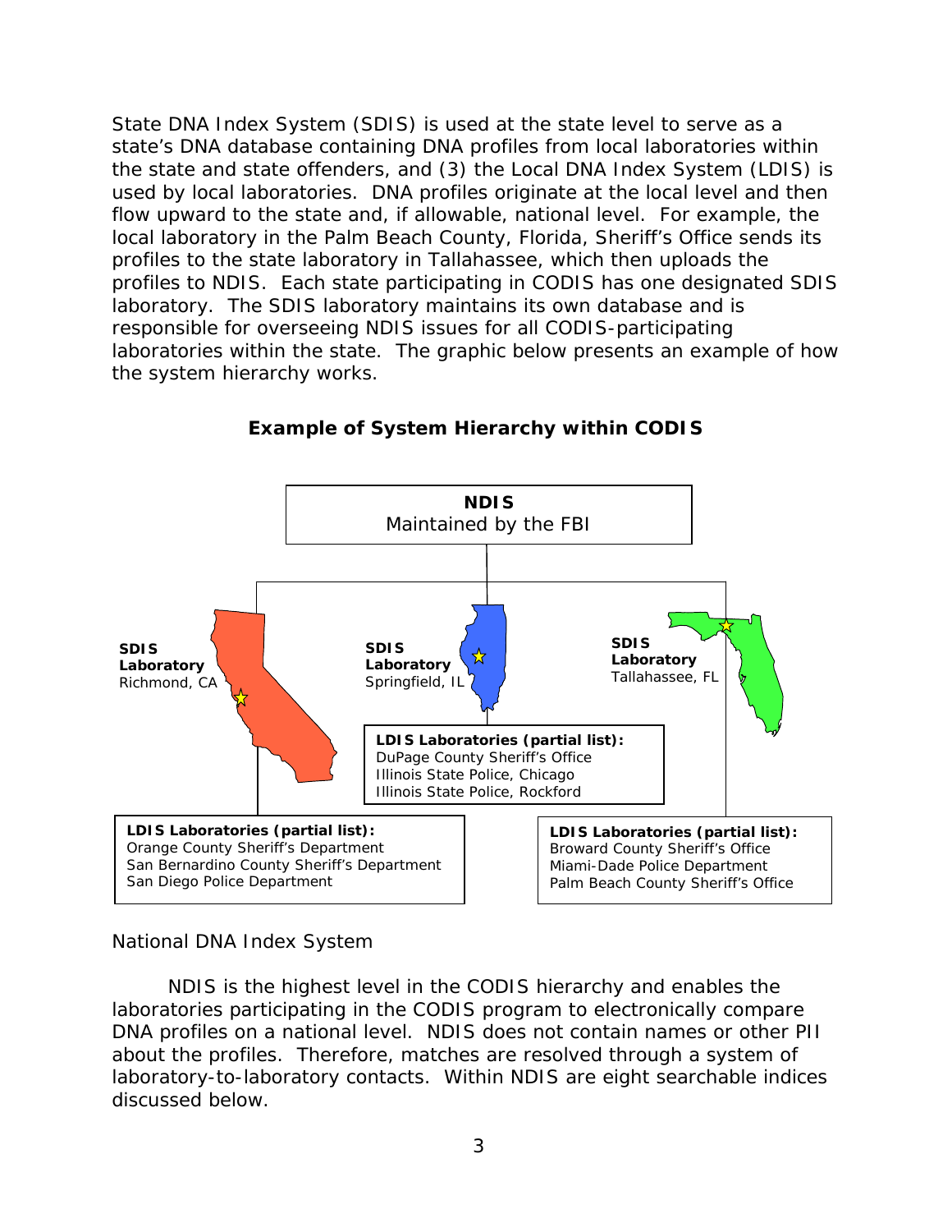State DNA Index System (SDIS) is used at the state level to serve as a state's DNA database containing DNA profiles from local laboratories within the state and state offenders, and (3) the Local DNA Index System (LDIS) is used by local laboratories. DNA profiles originate at the local level and then flow upward to the state and, if allowable, national level. For example, the local laboratory in the Palm Beach County, Florida, Sheriff's Office sends its profiles to the state laboratory in Tallahassee, which then uploads the profiles to NDIS. Each state participating in CODIS has one designated SDIS laboratory. The SDIS laboratory maintains its own database and is responsible for overseeing NDIS issues for all CODIS-participating laboratories within the state. The graphic below presents an example of how the system hierarchy works.

**Example of System Hierarchy within CODIS**

**NDIS**
Maintained by the FBI

**SDIS Laboratory**
Richmond, CA

**LDIS Laboratories (partial list):**
Orange County Sheriff's Department
San Bernardino County Sheriff's Department
San Diego Police Department

**SDIS Laboratory**
Springfield, IL

**LDIS Laboratories (partial list):**
DuPage County Sheriff's Office
Illinois State Police, Chicago
Illinois State Police, Rockford

**SDIS Laboratory**
Tallahassee, FL

**LDIS Laboratories (partial list):**
Broward County Sheriff's Office
Miami-Dade Police Department
Palm Beach County Sheriff's Office

## National DNA Index System

NDIS is the highest level in the CODIS hierarchy and enables the laboratories participating in the CODIS program to electronically compare DNA profiles on a national level. NDIS does not contain names or other PII about the profiles. Therefore, matches are resolved through a system of laboratory-to-laboratory contacts. Within NDIS are eight searchable indices discussed below.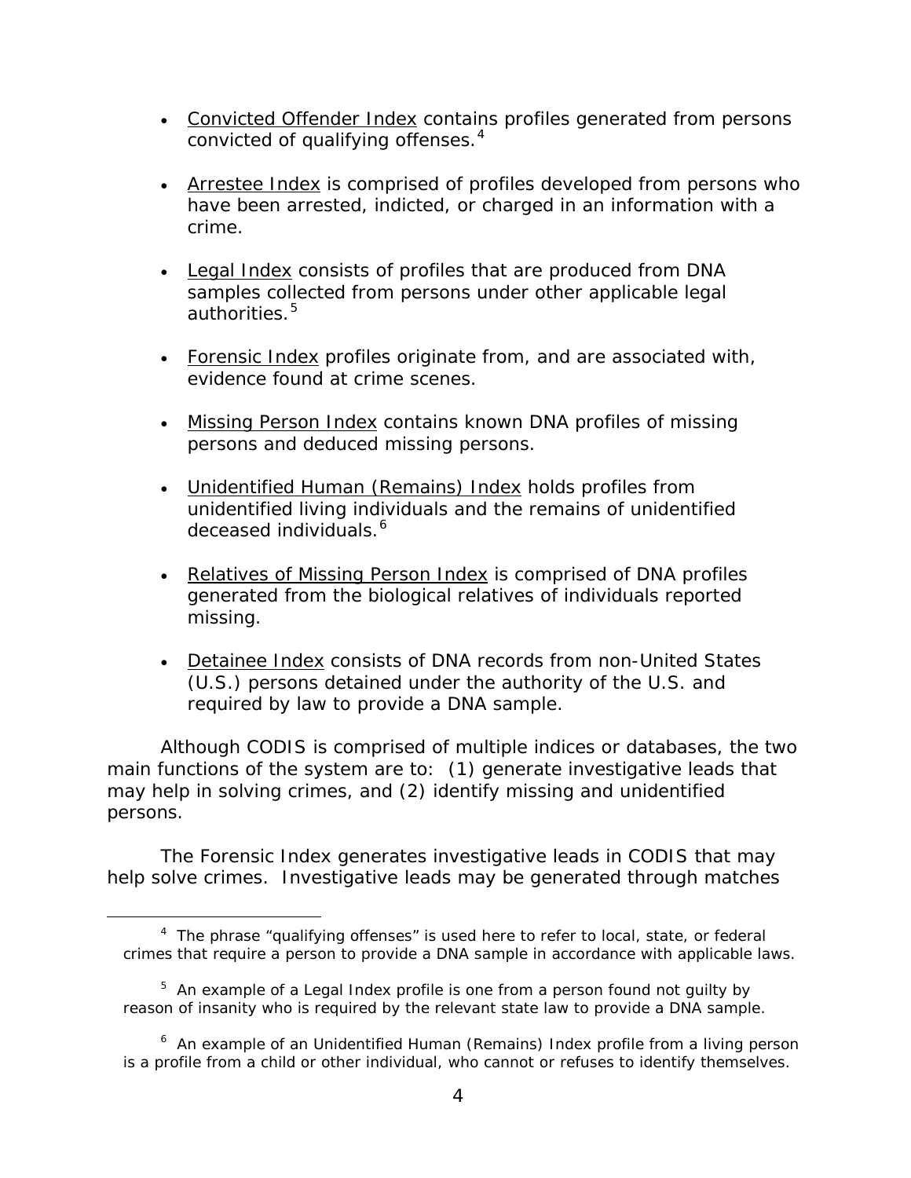- Convicted Offender Index contains profiles generated from persons convicted of qualifying offenses.[4]

- Arrestee Index is comprised of profiles developed from persons who have been arrested, indicted, or charged in an information with a crime.

- Legal Index consists of profiles that are produced from DNA samples collected from persons under other applicable legal authorities.[5]

- Forensic Index profiles originate from, and are associated with, evidence found at crime scenes.

- Missing Person Index contains known DNA profiles of missing persons and deduced missing persons.

- Unidentified Human (Remains) Index holds profiles from unidentified living individuals and the remains of unidentified deceased individuals.[6]

- Relatives of Missing Person Index is comprised of DNA profiles generated from the biological relatives of individuals reported missing.

- Detainee Index consists of DNA records from non-United States (U.S.) persons detained under the authority of the U.S. and required by law to provide a DNA sample.

Although CODIS is comprised of multiple indices or databases, the two main functions of the system are to: (1) generate investigative leads that may help in solving crimes, and (2) identify missing and unidentified persons.

The Forensic Index generates investigative leads in CODIS that may help solve crimes. Investigative leads may be generated through matches

---

[4] The phrase "qualifying offenses" is used here to refer to local, state, or federal crimes that require a person to provide a DNA sample in accordance with applicable laws.

[5] An example of a Legal Index profile is one from a person found not guilty by reason of insanity who is required by the relevant state law to provide a DNA sample.

[6] An example of an Unidentified Human (Remains) Index profile from a living person is a profile from a child or other individual, who cannot or refuses to identify themselves.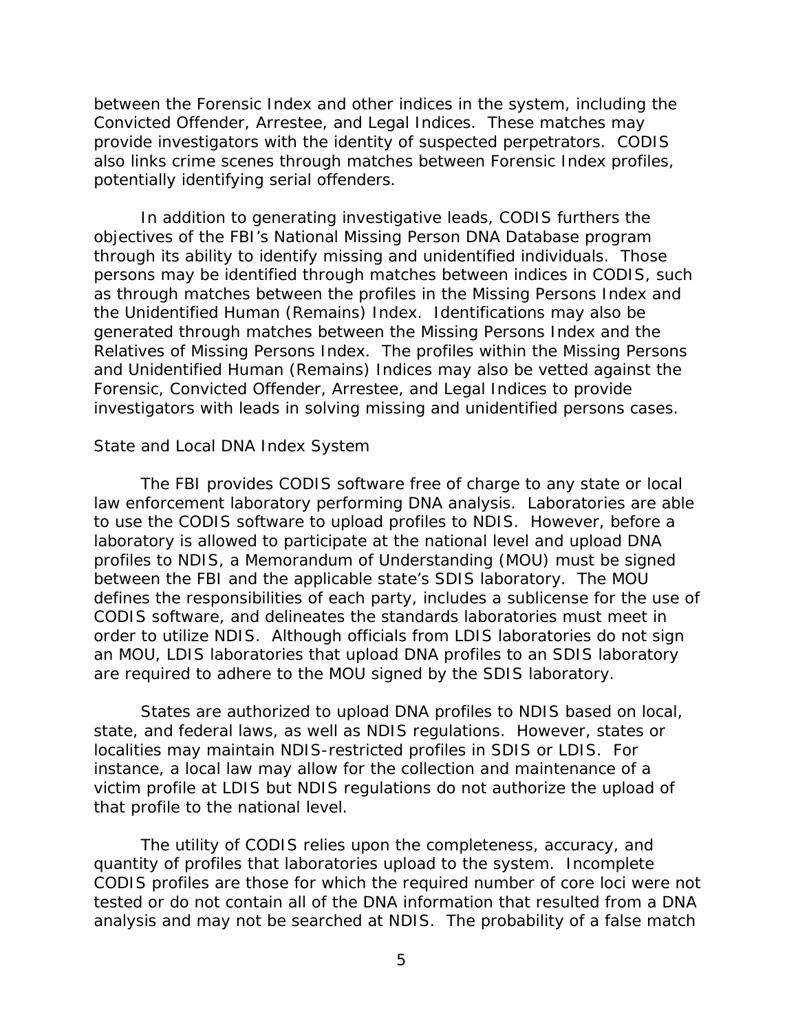between the Forensic Index and other indices in the system, including the Convicted Offender, Arrestee, and Legal Indices. These matches may provide investigators with the identity of suspected perpetrators. CODIS also links crime scenes through matches between Forensic Index profiles, potentially identifying serial offenders.

In addition to generating investigative leads, CODIS furthers the objectives of the FBI's National Missing Person DNA Database program through its ability to identify missing and unidentified individuals. Those persons may be identified through matches between indices in CODIS, such as through matches between the profiles in the Missing Persons Index and the Unidentified Human (Remains) Index. Identifications may also be generated through matches between the Missing Persons Index and the Relatives of Missing Persons Index. The profiles within the Missing Persons and Unidentified Human (Remains) Indices may also be vetted against the Forensic, Convicted Offender, Arrestee, and Legal Indices to provide investigators with leads in solving missing and unidentified persons cases.

### State and Local DNA Index System

The FBI provides CODIS software free of charge to any state or local law enforcement laboratory performing DNA analysis. Laboratories are able to use the CODIS software to upload profiles to NDIS. However, before a laboratory is allowed to participate at the national level and upload DNA profiles to NDIS, a Memorandum of Understanding (MOU) must be signed between the FBI and the applicable state's SDIS laboratory. The MOU defines the responsibilities of each party, includes a sublicense for the use of CODIS software, and delineates the standards laboratories must meet in order to utilize NDIS. Although officials from LDIS laboratories do not sign an MOU, LDIS laboratories that upload DNA profiles to an SDIS laboratory are required to adhere to the MOU signed by the SDIS laboratory.

States are authorized to upload DNA profiles to NDIS based on local, state, and federal laws, as well as NDIS regulations. However, states or localities may maintain NDIS-restricted profiles in SDIS or LDIS. For instance, a local law may allow for the collection and maintenance of a victim profile at LDIS but NDIS regulations do not authorize the upload of that profile to the national level.

The utility of CODIS relies upon the completeness, accuracy, and quantity of profiles that laboratories upload to the system. Incomplete CODIS profiles are those for which the required number of core loci were not tested or do not contain all of the DNA information that resulted from a DNA analysis and may not be searched at NDIS. The probability of a false match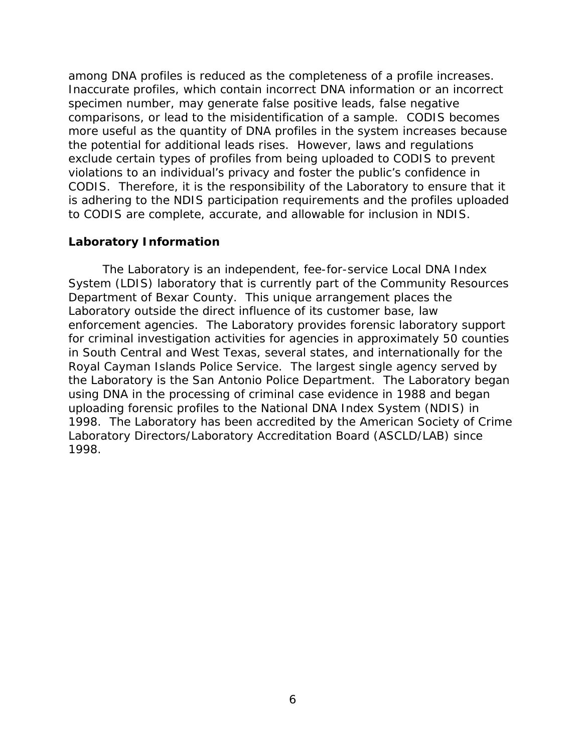among DNA profiles is reduced as the completeness of a profile increases. Inaccurate profiles, which contain incorrect DNA information or an incorrect specimen number, may generate false positive leads, false negative comparisons, or lead to the misidentification of a sample. CODIS becomes more useful as the quantity of DNA profiles in the system increases because the potential for additional leads rises. However, laws and regulations exclude certain types of profiles from being uploaded to CODIS to prevent violations to an individual's privacy and foster the public's confidence in CODIS. Therefore, it is the responsibility of the Laboratory to ensure that it is adhering to the NDIS participation requirements and the profiles uploaded to CODIS are complete, accurate, and allowable for inclusion in NDIS.

### Laboratory Information

The Laboratory is an independent, fee-for-service Local DNA Index System (LDIS) laboratory that is currently part of the Community Resources Department of Bexar County. This unique arrangement places the Laboratory outside the direct influence of its customer base, law enforcement agencies. The Laboratory provides forensic laboratory support for criminal investigation activities for agencies in approximately 50 counties in South Central and West Texas, several states, and internationally for the Royal Cayman Islands Police Service. The largest single agency served by the Laboratory is the San Antonio Police Department. The Laboratory began using DNA in the processing of criminal case evidence in 1988 and began uploading forensic profiles to the National DNA Index System (NDIS) in 1998. The Laboratory has been accredited by the American Society of Crime Laboratory Directors/Laboratory Accreditation Board (ASCLD/LAB) since 1998.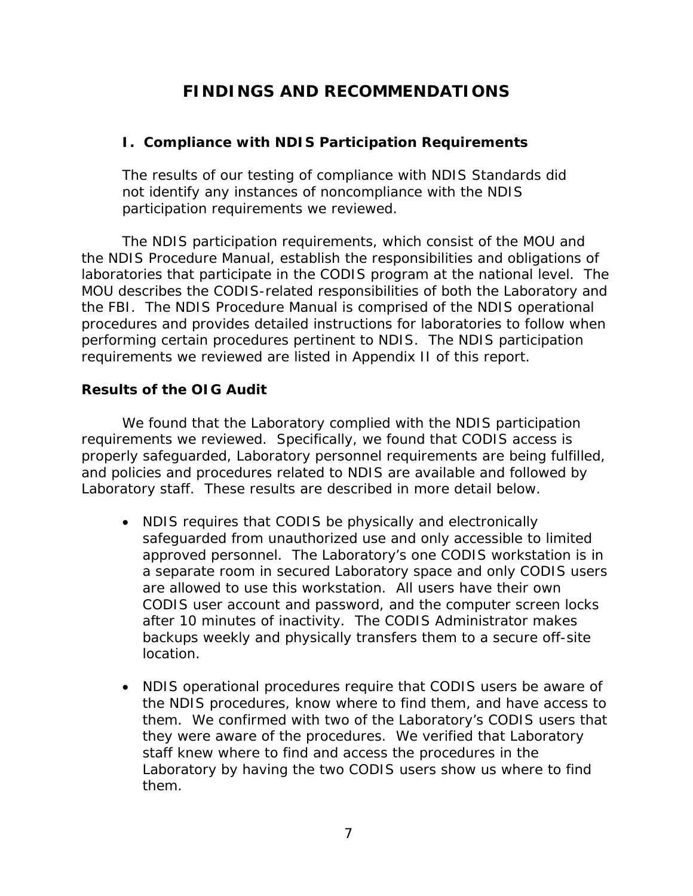# FINDINGS AND RECOMMENDATIONS

## I. Compliance with NDIS Participation Requirements

**The results of our testing of compliance with NDIS Standards did not identify any instances of noncompliance with the NDIS participation requirements we reviewed.**

The NDIS participation requirements, which consist of the MOU and the NDIS Procedure Manual, establish the responsibilities and obligations of laboratories that participate in the CODIS program at the national level. The MOU describes the CODIS-related responsibilities of both the Laboratory and the FBI. The NDIS Procedure Manual is comprised of the NDIS operational procedures and provides detailed instructions for laboratories to follow when performing certain procedures pertinent to NDIS. The NDIS participation requirements we reviewed are listed in Appendix II of this report.

### Results of the OIG Audit

We found that the Laboratory complied with the NDIS participation requirements we reviewed. Specifically, we found that CODIS access is properly safeguarded, Laboratory personnel requirements are being fulfilled, and policies and procedures related to NDIS are available and followed by Laboratory staff. These results are described in more detail below.

- NDIS requires that CODIS be physically and electronically safeguarded from unauthorized use and only accessible to limited approved personnel. The Laboratory's one CODIS workstation is in a separate room in secured Laboratory space and only CODIS users are allowed to use this workstation. All users have their own CODIS user account and password, and the computer screen locks after 10 minutes of inactivity. The CODIS Administrator makes backups weekly and physically transfers them to a secure off-site location.

- NDIS operational procedures require that CODIS users be aware of the NDIS procedures, know where to find them, and have access to them. We confirmed with two of the Laboratory's CODIS users that they were aware of the procedures. We verified that Laboratory staff knew where to find and access the procedures in the Laboratory by having the two CODIS users show us where to find them.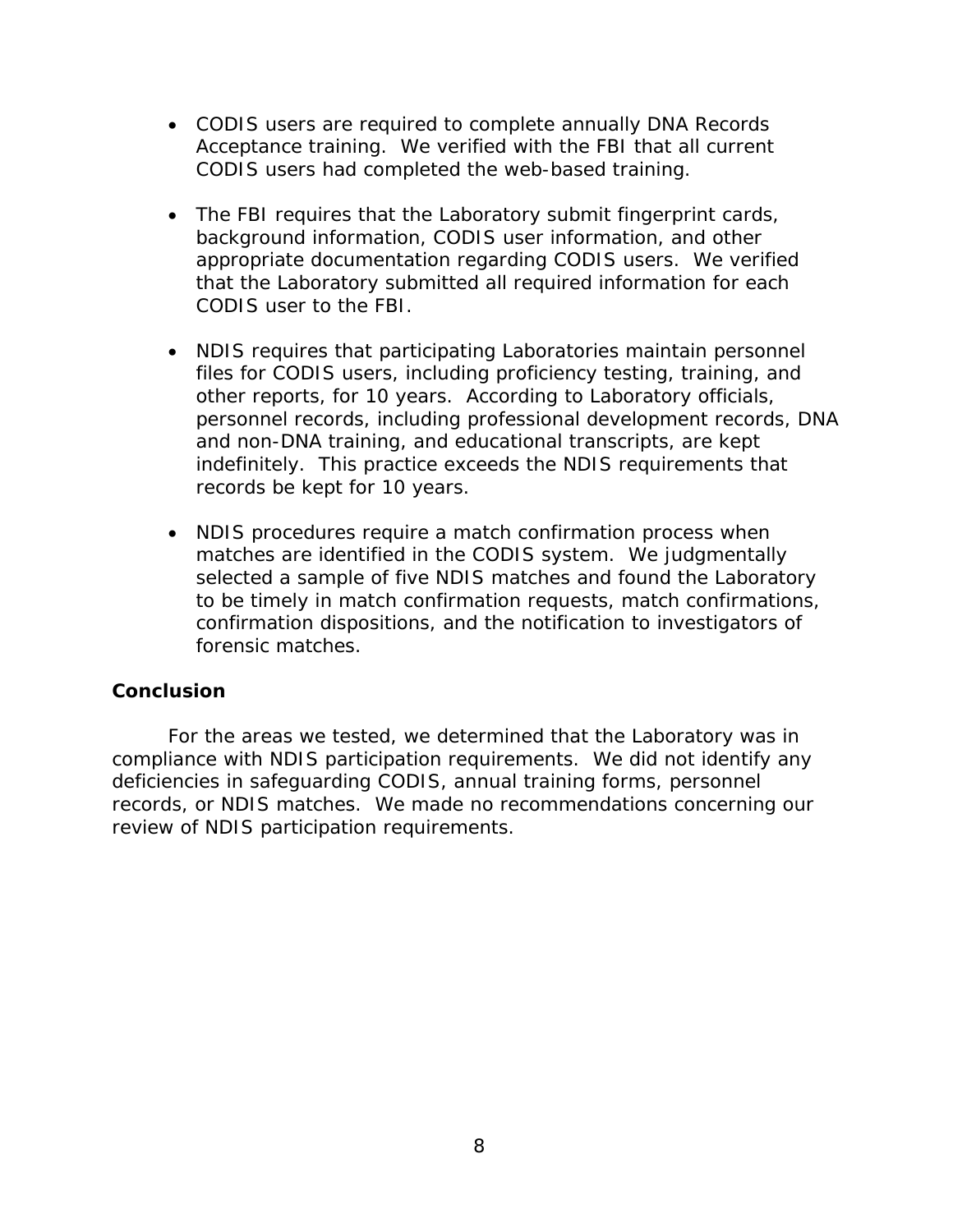- CODIS users are required to complete annually DNA Records Acceptance training. We verified with the FBI that all current CODIS users had completed the web-based training.

- The FBI requires that the Laboratory submit fingerprint cards, background information, CODIS user information, and other appropriate documentation regarding CODIS users. We verified that the Laboratory submitted all required information for each CODIS user to the FBI.

- NDIS requires that participating Laboratories maintain personnel files for CODIS users, including proficiency testing, training, and other reports, for 10 years. According to Laboratory officials, personnel records, including professional development records, DNA and non-DNA training, and educational transcripts, are kept indefinitely. This practice exceeds the NDIS requirements that records be kept for 10 years.

- NDIS procedures require a match confirmation process when matches are identified in the CODIS system. We judgmentally selected a sample of five NDIS matches and found the Laboratory to be timely in match confirmation requests, match confirmations, confirmation dispositions, and the notification to investigators of forensic matches.

**Conclusion**

For the areas we tested, we determined that the Laboratory was in compliance with NDIS participation requirements. We did not identify any deficiencies in safeguarding CODIS, annual training forms, personnel records, or NDIS matches. We made no recommendations concerning our review of NDIS participation requirements.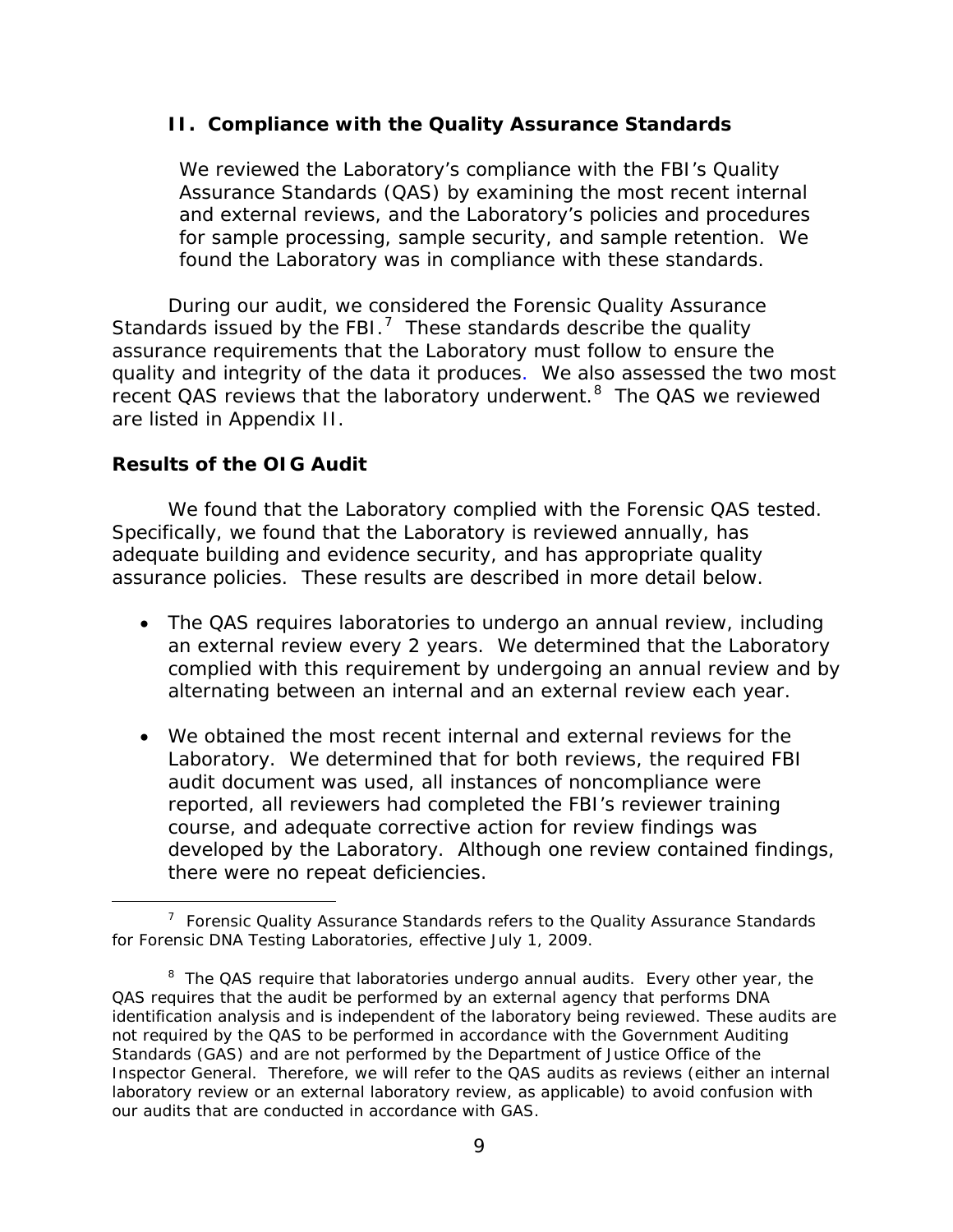## II. Compliance with the Quality Assurance Standards

We reviewed the Laboratory's compliance with the FBI's Quality Assurance Standards (QAS) by examining the most recent internal and external reviews, and the Laboratory's policies and procedures for sample processing, sample security, and sample retention. We found the Laboratory was in compliance with these standards.

During our audit, we considered the Forensic Quality Assurance Standards issued by the FBI.[7] These standards describe the quality assurance requirements that the Laboratory must follow to ensure the quality and integrity of the data it produces. We also assessed the two most recent QAS reviews that the laboratory underwent.[8] The QAS we reviewed are listed in Appendix II.

### Results of the OIG Audit

We found that the Laboratory complied with the Forensic QAS tested. Specifically, we found that the Laboratory is reviewed annually, has adequate building and evidence security, and has appropriate quality assurance policies. These results are described in more detail below.

- The QAS requires laboratories to undergo an annual review, including an external review every 2 years. We determined that the Laboratory complied with this requirement by undergoing an annual review and by alternating between an internal and an external review each year.
- We obtained the most recent internal and external reviews for the Laboratory. We determined that for both reviews, the required FBI audit document was used, all instances of noncompliance were reported, all reviewers had completed the FBI's reviewer training course, and adequate corrective action for review findings was developed by the Laboratory. Although one review contained findings, there were no repeat deficiencies.

---

[7] Forensic Quality Assurance Standards refers to the Quality Assurance Standards for Forensic DNA Testing Laboratories, effective July 1, 2009.

[8] The QAS require that laboratories undergo annual audits. Every other year, the QAS requires that the audit be performed by an external agency that performs DNA identification analysis and is independent of the laboratory being reviewed. These audits are not required by the QAS to be performed in accordance with the Government Auditing Standards (GAS) and are not performed by the Department of Justice Office of the Inspector General. Therefore, we will refer to the QAS audits as reviews (either an internal laboratory review or an external laboratory review, as applicable) to avoid confusion with our audits that are conducted in accordance with GAS.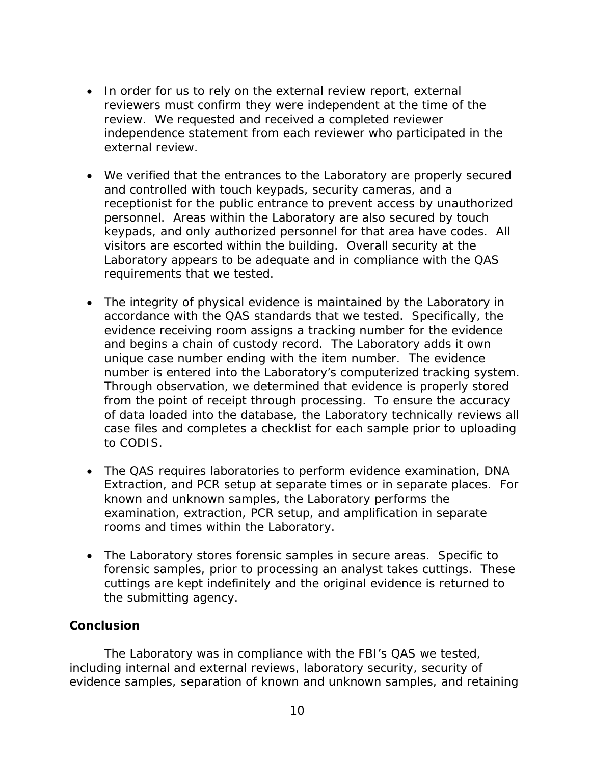- In order for us to rely on the external review report, external reviewers must confirm they were independent at the time of the review. We requested and received a completed reviewer independence statement from each reviewer who participated in the external review.

- We verified that the entrances to the Laboratory are properly secured and controlled with touch keypads, security cameras, and a receptionist for the public entrance to prevent access by unauthorized personnel. Areas within the Laboratory are also secured by touch keypads, and only authorized personnel for that area have codes. All visitors are escorted within the building. Overall security at the Laboratory appears to be adequate and in compliance with the QAS requirements that we tested.

- The integrity of physical evidence is maintained by the Laboratory in accordance with the QAS standards that we tested. Specifically, the evidence receiving room assigns a tracking number for the evidence and begins a chain of custody record. The Laboratory adds it own unique case number ending with the item number. The evidence number is entered into the Laboratory's computerized tracking system. Through observation, we determined that evidence is properly stored from the point of receipt through processing. To ensure the accuracy of data loaded into the database, the Laboratory technically reviews all case files and completes a checklist for each sample prior to uploading to CODIS.

- The QAS requires laboratories to perform evidence examination, DNA Extraction, and PCR setup at separate times or in separate places. For known and unknown samples, the Laboratory performs the examination, extraction, PCR setup, and amplification in separate rooms and times within the Laboratory.

- The Laboratory stores forensic samples in secure areas. Specific to forensic samples, prior to processing an analyst takes cuttings. These cuttings are kept indefinitely and the original evidence is returned to the submitting agency.

### Conclusion

The Laboratory was in compliance with the FBI's QAS we tested, including internal and external reviews, laboratory security, security of evidence samples, separation of known and unknown samples, and retaining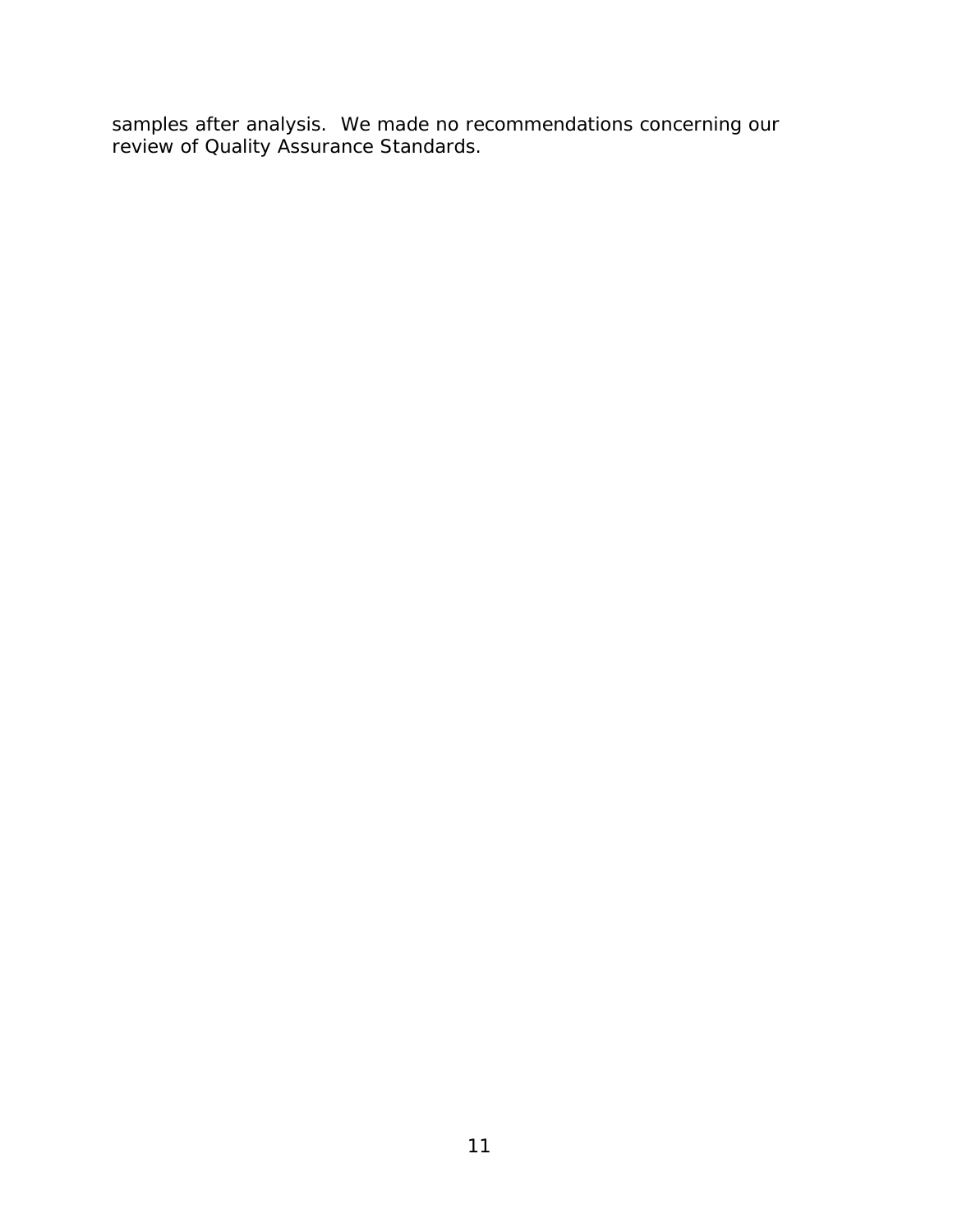samples after analysis. We made no recommendations concerning our review of Quality Assurance Standards.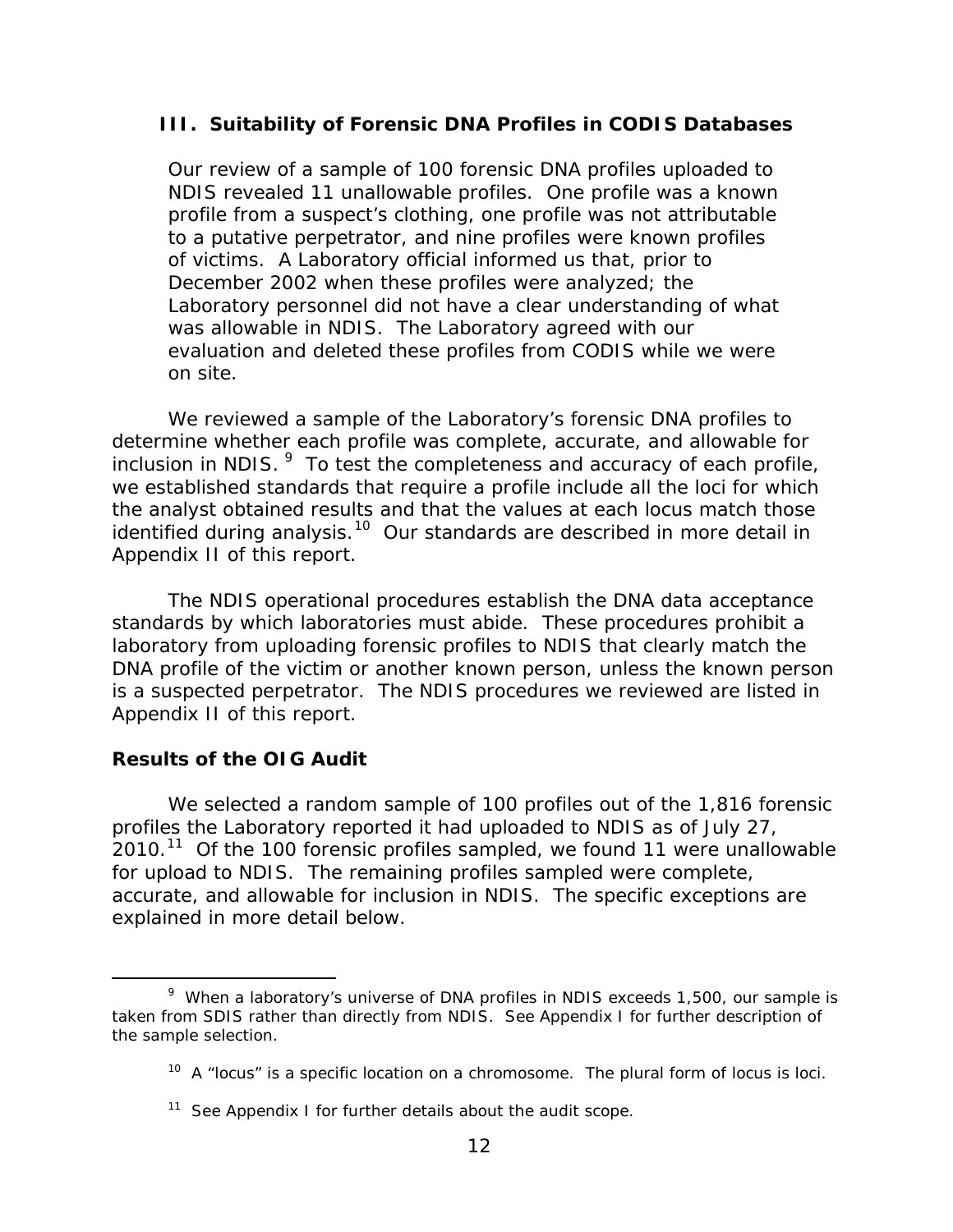## III. Suitability of Forensic DNA Profiles in CODIS Databases

Our review of a sample of 100 forensic DNA profiles uploaded to NDIS revealed 11 unallowable profiles. One profile was a known profile from a suspect's clothing, one profile was not attributable to a putative perpetrator, and nine profiles were known profiles of victims. A Laboratory official informed us that, prior to December 2002 when these profiles were analyzed; the Laboratory personnel did not have a clear understanding of what was allowable in NDIS. The Laboratory agreed with our evaluation and deleted these profiles from CODIS while we were on site.

We reviewed a sample of the Laboratory's forensic DNA profiles to determine whether each profile was complete, accurate, and allowable for inclusion in NDIS.[9] To test the completeness and accuracy of each profile, we established standards that require a profile include all the loci for which the analyst obtained results and that the values at each locus match those identified during analysis.[10] Our standards are described in more detail in Appendix II of this report.

The NDIS operational procedures establish the DNA data acceptance standards by which laboratories must abide. These procedures prohibit a laboratory from uploading forensic profiles to NDIS that clearly match the DNA profile of the victim or another known person, unless the known person is a suspected perpetrator. The NDIS procedures we reviewed are listed in Appendix II of this report.

### Results of the OIG Audit

We selected a random sample of 100 profiles out of the 1,816 forensic profiles the Laboratory reported it had uploaded to NDIS as of July 27, 2010.[11] Of the 100 forensic profiles sampled, we found 11 were unallowable for upload to NDIS. The remaining profiles sampled were complete, accurate, and allowable for inclusion in NDIS. The specific exceptions are explained in more detail below.

---

[9] When a laboratory's universe of DNA profiles in NDIS exceeds 1,500, our sample is taken from SDIS rather than directly from NDIS. See Appendix I for further description of the sample selection.

[10] A "locus" is a specific location on a chromosome. The plural form of locus is loci.

[11] See Appendix I for further details about the audit scope.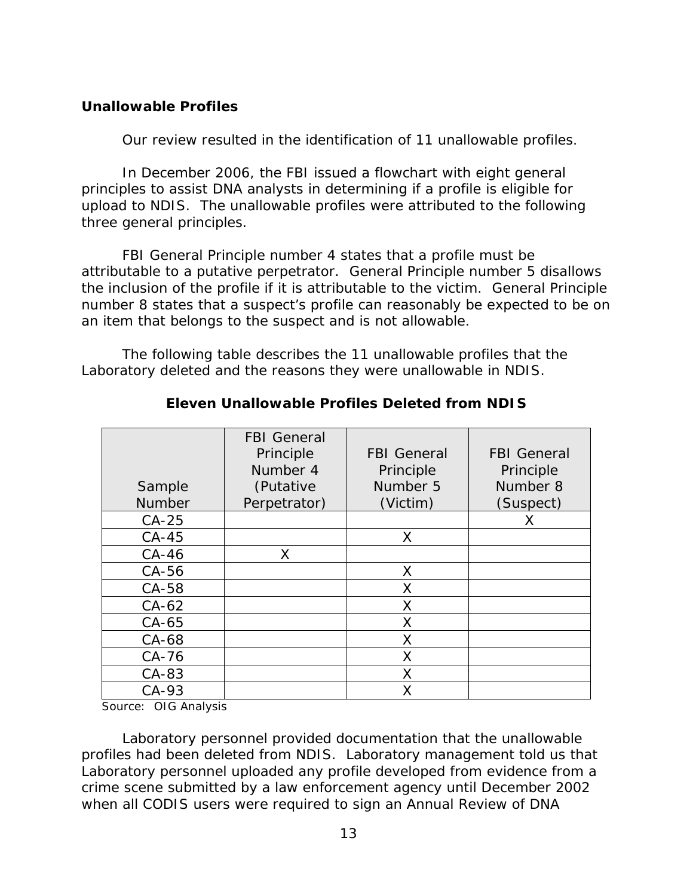### Unallowable Profiles

Our review resulted in the identification of 11 unallowable profiles.

In December 2006, the FBI issued a flowchart with eight general principles to assist DNA analysts in determining if a profile is eligible for upload to NDIS. The unallowable profiles were attributed to the following three general principles.

FBI General Principle number 4 states that a profile must be attributable to a putative perpetrator. General Principle number 5 disallows the inclusion of the profile if it is attributable to the victim. General Principle number 8 states that a suspect's profile can reasonably be expected to be on an item that belongs to the suspect and is not allowable.

The following table describes the 11 unallowable profiles that the Laboratory deleted and the reasons they were unallowable in NDIS.

**Eleven Unallowable Profiles Deleted from NDIS**

| Sample Number | FBI General Principle Number 4 (Putative Perpetrator) | FBI General Principle Number 5 (Victim) | FBI General Principle Number 8 (Suspect) |
|---|---|---|---|
| CA-25 | | | X |
| CA-45 | | X | |
| CA-46 | X | | |
| CA-56 | | X | |
| CA-58 | | X | |
| CA-62 | | X | |
| CA-65 | | X | |
| CA-68 | | X | |
| CA-76 | | X | |
| CA-83 | | X | |
| CA-93 | | X | |

Source: OIG Analysis

Laboratory personnel provided documentation that the unallowable profiles had been deleted from NDIS. Laboratory management told us that Laboratory personnel uploaded any profile developed from evidence from a crime scene submitted by a law enforcement agency until December 2002 when all CODIS users were required to sign an Annual Review of DNA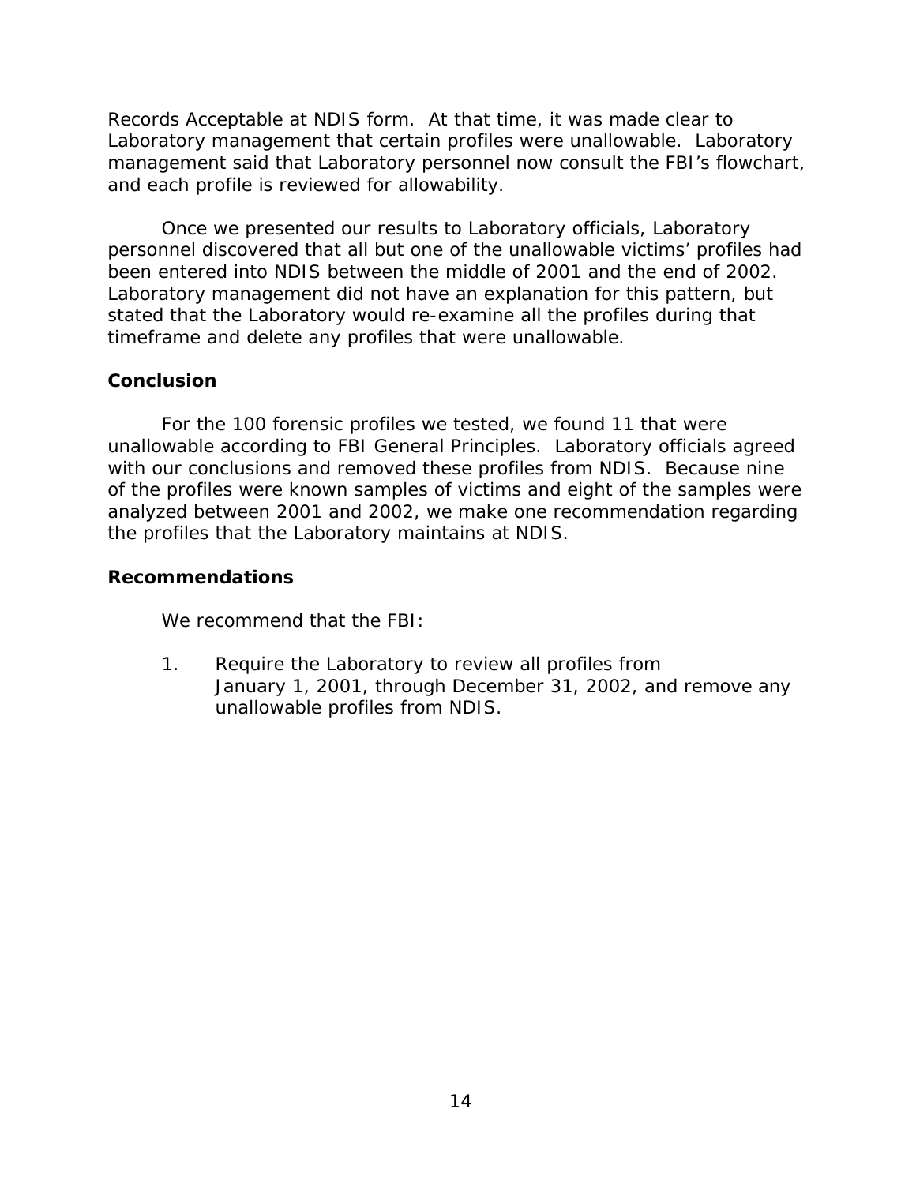Records Acceptable at NDIS form. At that time, it was made clear to Laboratory management that certain profiles were unallowable. Laboratory management said that Laboratory personnel now consult the FBI's flowchart, and each profile is reviewed for allowability.

Once we presented our results to Laboratory officials, Laboratory personnel discovered that all but one of the unallowable victims' profiles had been entered into NDIS between the middle of 2001 and the end of 2002. Laboratory management did not have an explanation for this pattern, but stated that the Laboratory would re-examine all the profiles during that timeframe and delete any profiles that were unallowable.

### Conclusion

For the 100 forensic profiles we tested, we found 11 that were unallowable according to FBI General Principles. Laboratory officials agreed with our conclusions and removed these profiles from NDIS. Because nine of the profiles were known samples of victims and eight of the samples were analyzed between 2001 and 2002, we make one recommendation regarding the profiles that the Laboratory maintains at NDIS.

### Recommendations

We recommend that the FBI:

1. Require the Laboratory to review all profiles from January 1, 2001, through December 31, 2002, and remove any unallowable profiles from NDIS.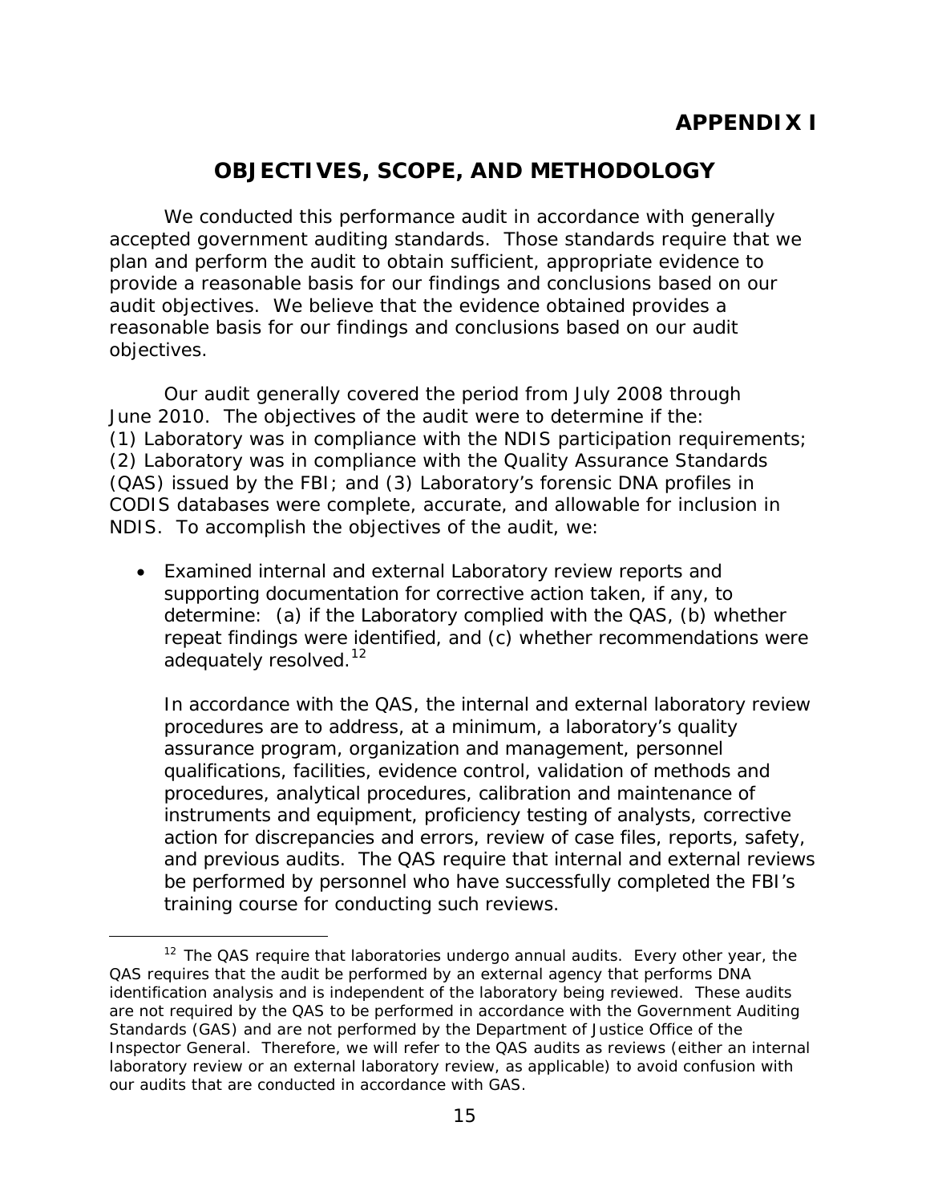# APPENDIX I

## OBJECTIVES, SCOPE, AND METHODOLOGY

We conducted this performance audit in accordance with generally accepted government auditing standards. Those standards require that we plan and perform the audit to obtain sufficient, appropriate evidence to provide a reasonable basis for our findings and conclusions based on our audit objectives. We believe that the evidence obtained provides a reasonable basis for our findings and conclusions based on our audit objectives.

Our audit generally covered the period from July 2008 through June 2010. The objectives of the audit were to determine if the: (1) Laboratory was in compliance with the NDIS participation requirements; (2) Laboratory was in compliance with the Quality Assurance Standards (QAS) issued by the FBI; and (3) Laboratory's forensic DNA profiles in CODIS databases were complete, accurate, and allowable for inclusion in NDIS. To accomplish the objectives of the audit, we:

- Examined internal and external Laboratory review reports and supporting documentation for corrective action taken, if any, to determine: (a) if the Laboratory complied with the QAS, (b) whether repeat findings were identified, and (c) whether recommendations were adequately resolved.[12]

  In accordance with the QAS, the internal and external laboratory review procedures are to address, at a minimum, a laboratory's quality assurance program, organization and management, personnel qualifications, facilities, evidence control, validation of methods and procedures, analytical procedures, calibration and maintenance of instruments and equipment, proficiency testing of analysts, corrective action for discrepancies and errors, review of case files, reports, safety, and previous audits. The QAS require that internal and external reviews be performed by personnel who have successfully completed the FBI's training course for conducting such reviews.

[12] The QAS require that laboratories undergo annual audits. Every other year, the QAS requires that the audit be performed by an external agency that performs DNA identification analysis and is independent of the laboratory being reviewed. These audits are not required by the QAS to be performed in accordance with the Government Auditing Standards (GAS) and are not performed by the Department of Justice Office of the Inspector General. Therefore, we will refer to the QAS audits as reviews (either an internal laboratory review or an external laboratory review, as applicable) to avoid confusion with our audits that are conducted in accordance with GAS.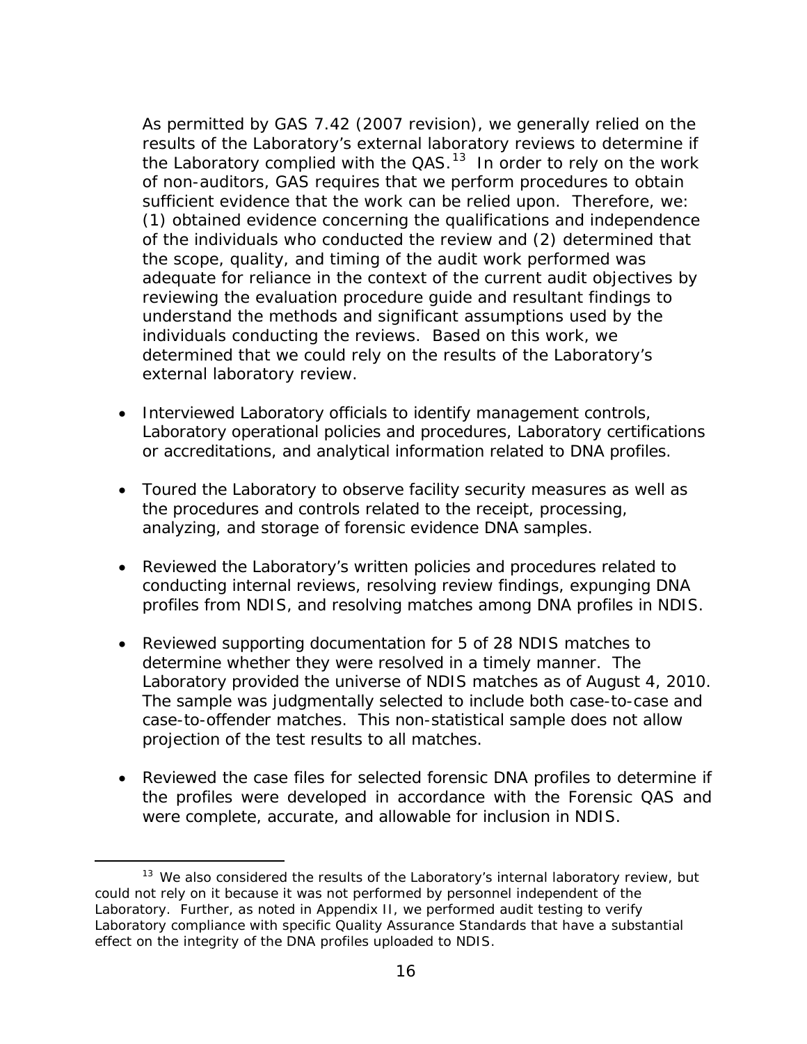As permitted by GAS 7.42 (2007 revision), we generally relied on the results of the Laboratory's external laboratory reviews to determine if the Laboratory complied with the QAS.[13] In order to rely on the work of non-auditors, GAS requires that we perform procedures to obtain sufficient evidence that the work can be relied upon. Therefore, we: (1) obtained evidence concerning the qualifications and independence of the individuals who conducted the review and (2) determined that the scope, quality, and timing of the audit work performed was adequate for reliance in the context of the current audit objectives by reviewing the evaluation procedure guide and resultant findings to understand the methods and significant assumptions used by the individuals conducting the reviews. Based on this work, we determined that we could rely on the results of the Laboratory's external laboratory review.

- Interviewed Laboratory officials to identify management controls, Laboratory operational policies and procedures, Laboratory certifications or accreditations, and analytical information related to DNA profiles.
- Toured the Laboratory to observe facility security measures as well as the procedures and controls related to the receipt, processing, analyzing, and storage of forensic evidence DNA samples.
- Reviewed the Laboratory's written policies and procedures related to conducting internal reviews, resolving review findings, expunging DNA profiles from NDIS, and resolving matches among DNA profiles in NDIS.
- Reviewed supporting documentation for 5 of 28 NDIS matches to determine whether they were resolved in a timely manner. The Laboratory provided the universe of NDIS matches as of August 4, 2010. The sample was judgmentally selected to include both case-to-case and case-to-offender matches. This non-statistical sample does not allow projection of the test results to all matches.
- Reviewed the case files for selected forensic DNA profiles to determine if the profiles were developed in accordance with the Forensic QAS and were complete, accurate, and allowable for inclusion in NDIS.

[13] We also considered the results of the Laboratory's internal laboratory review, but could not rely on it because it was not performed by personnel independent of the Laboratory. Further, as noted in Appendix II, we performed audit testing to verify Laboratory compliance with specific Quality Assurance Standards that have a substantial effect on the integrity of the DNA profiles uploaded to NDIS.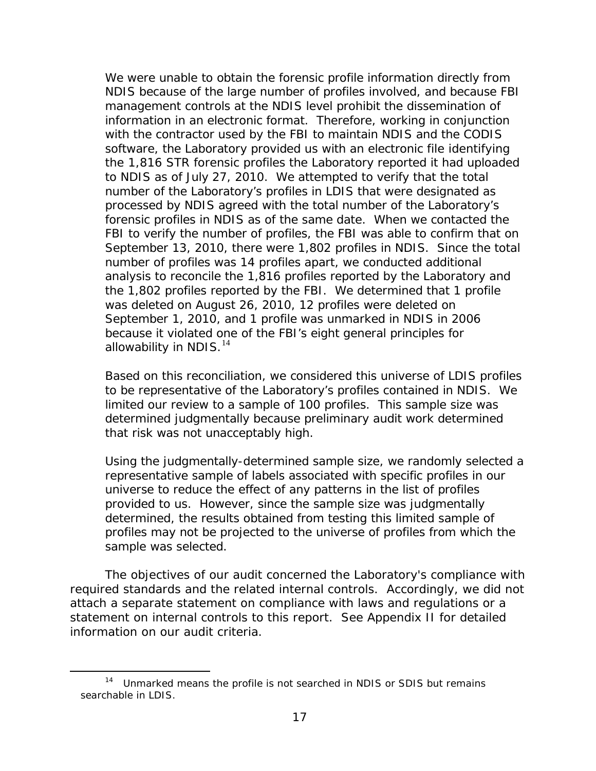We were unable to obtain the forensic profile information directly from NDIS because of the large number of profiles involved, and because FBI management controls at the NDIS level prohibit the dissemination of information in an electronic format. Therefore, working in conjunction with the contractor used by the FBI to maintain NDIS and the CODIS software, the Laboratory provided us with an electronic file identifying the 1,816 STR forensic profiles the Laboratory reported it had uploaded to NDIS as of July 27, 2010. We attempted to verify that the total number of the Laboratory's profiles in LDIS that were designated as processed by NDIS agreed with the total number of the Laboratory's forensic profiles in NDIS as of the same date. When we contacted the FBI to verify the number of profiles, the FBI was able to confirm that on September 13, 2010, there were 1,802 profiles in NDIS. Since the total number of profiles was 14 profiles apart, we conducted additional analysis to reconcile the 1,816 profiles reported by the Laboratory and the 1,802 profiles reported by the FBI. We determined that 1 profile was deleted on August 26, 2010, 12 profiles were deleted on September 1, 2010, and 1 profile was unmarked in NDIS in 2006 because it violated one of the FBI's eight general principles for allowability in NDIS.[14]

Based on this reconciliation, we considered this universe of LDIS profiles to be representative of the Laboratory's profiles contained in NDIS. We limited our review to a sample of 100 profiles. This sample size was determined judgmentally because preliminary audit work determined that risk was not unacceptably high.

Using the judgmentally-determined sample size, we randomly selected a representative sample of labels associated with specific profiles in our universe to reduce the effect of any patterns in the list of profiles provided to us. However, since the sample size was judgmentally determined, the results obtained from testing this limited sample of profiles may not be projected to the universe of profiles from which the sample was selected.

The objectives of our audit concerned the Laboratory's compliance with required standards and the related internal controls. Accordingly, we did not attach a separate statement on compliance with laws and regulations or a statement on internal controls to this report. See Appendix II for detailed information on our audit criteria.

---

[14] Unmarked means the profile is not searched in NDIS or SDIS but remains searchable in LDIS.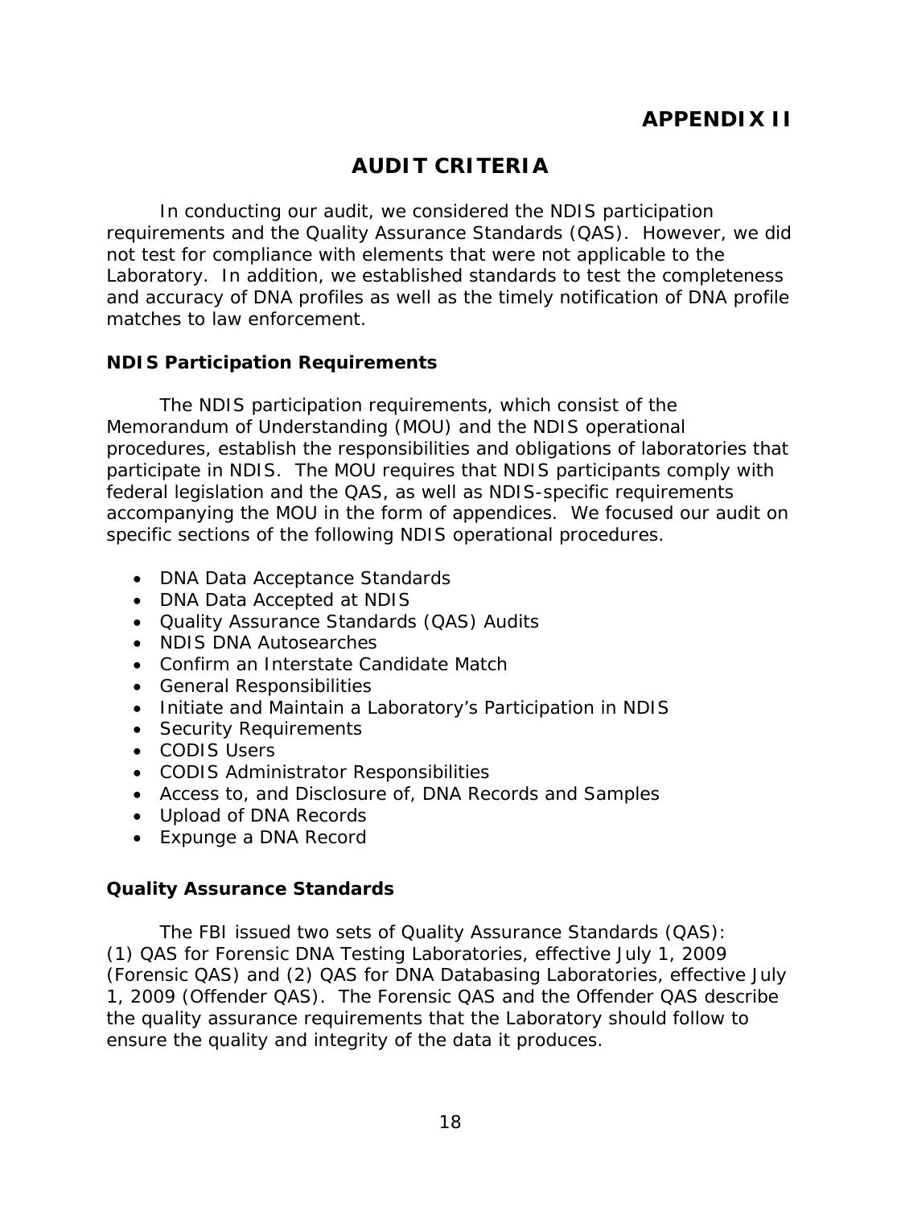# APPENDIX II

## AUDIT CRITERIA

In conducting our audit, we considered the NDIS participation requirements and the Quality Assurance Standards (QAS). However, we did not test for compliance with elements that were not applicable to the Laboratory. In addition, we established standards to test the completeness and accuracy of DNA profiles as well as the timely notification of DNA profile matches to law enforcement.

### NDIS Participation Requirements

The NDIS participation requirements, which consist of the Memorandum of Understanding (MOU) and the NDIS operational procedures, establish the responsibilities and obligations of laboratories that participate in NDIS. The MOU requires that NDIS participants comply with federal legislation and the QAS, as well as NDIS-specific requirements accompanying the MOU in the form of appendices. We focused our audit on specific sections of the following NDIS operational procedures.

- DNA Data Acceptance Standards
- DNA Data Accepted at NDIS
- Quality Assurance Standards (QAS) Audits
- NDIS DNA Autosearches
- Confirm an Interstate Candidate Match
- General Responsibilities
- Initiate and Maintain a Laboratory's Participation in NDIS
- Security Requirements
- CODIS Users
- CODIS Administrator Responsibilities
- Access to, and Disclosure of, DNA Records and Samples
- Upload of DNA Records
- Expunge a DNA Record

### Quality Assurance Standards

The FBI issued two sets of Quality Assurance Standards (QAS): (1) QAS for Forensic DNA Testing Laboratories, effective July 1, 2009 (Forensic QAS) and (2) QAS for DNA Databasing Laboratories, effective July 1, 2009 (Offender QAS). The Forensic QAS and the Offender QAS describe the quality assurance requirements that the Laboratory should follow to ensure the quality and integrity of the data it produces.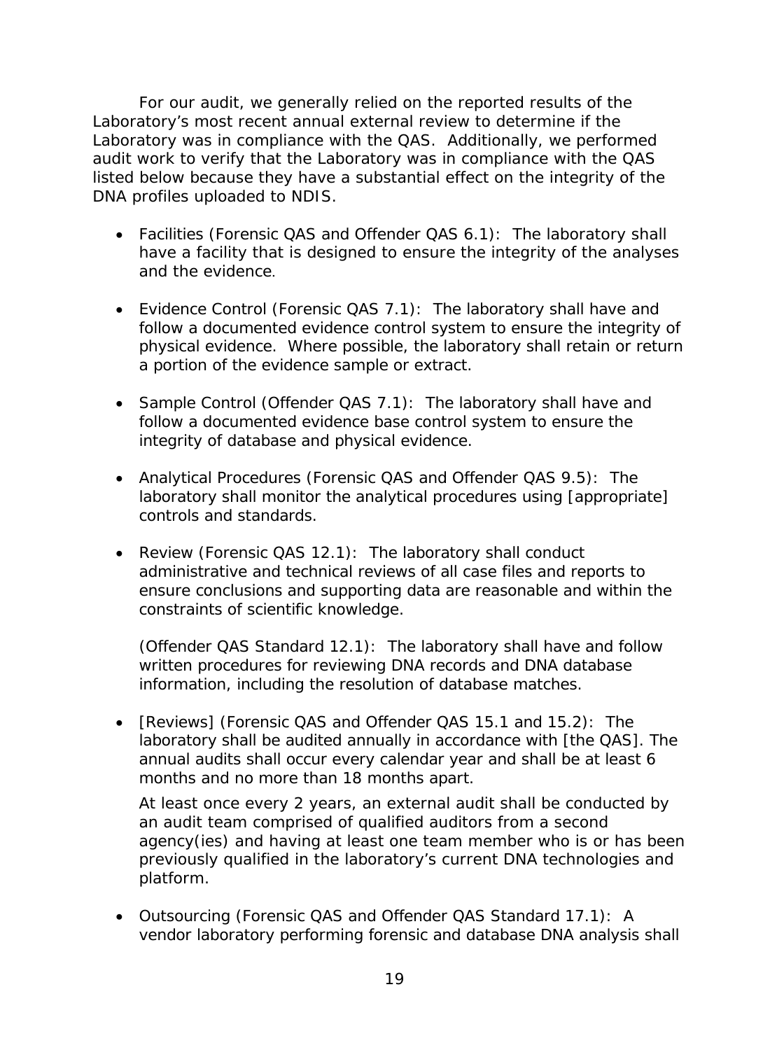For our audit, we generally relied on the reported results of the Laboratory's most recent annual external review to determine if the Laboratory was in compliance with the QAS. Additionally, we performed audit work to verify that the Laboratory was in compliance with the QAS listed below because they have a substantial effect on the integrity of the DNA profiles uploaded to NDIS.

- Facilities (Forensic QAS and Offender QAS 6.1): The laboratory shall have a facility that is designed to ensure the integrity of the analyses and the evidence.

- Evidence Control (Forensic QAS 7.1): The laboratory shall have and follow a documented evidence control system to ensure the integrity of physical evidence. Where possible, the laboratory shall retain or return a portion of the evidence sample or extract.

- Sample Control (Offender QAS 7.1): The laboratory shall have and follow a documented evidence base control system to ensure the integrity of database and physical evidence.

- Analytical Procedures (Forensic QAS and Offender QAS 9.5): The laboratory shall monitor the analytical procedures using [appropriate] controls and standards.

- Review (Forensic QAS 12.1): The laboratory shall conduct administrative and technical reviews of all case files and reports to ensure conclusions and supporting data are reasonable and within the constraints of scientific knowledge.

  (Offender QAS Standard 12.1): The laboratory shall have and follow written procedures for reviewing DNA records and DNA database information, including the resolution of database matches.

- [Reviews] (Forensic QAS and Offender QAS 15.1 and 15.2): The laboratory shall be audited annually in accordance with [the QAS]. The annual audits shall occur every calendar year and shall be at least 6 months and no more than 18 months apart.

  At least once every 2 years, an external audit shall be conducted by an audit team comprised of qualified auditors from a second agency(ies) and having at least one team member who is or has been previously qualified in the laboratory's current DNA technologies and platform.

- Outsourcing (Forensic QAS and Offender QAS Standard 17.1): A vendor laboratory performing forensic and database DNA analysis shall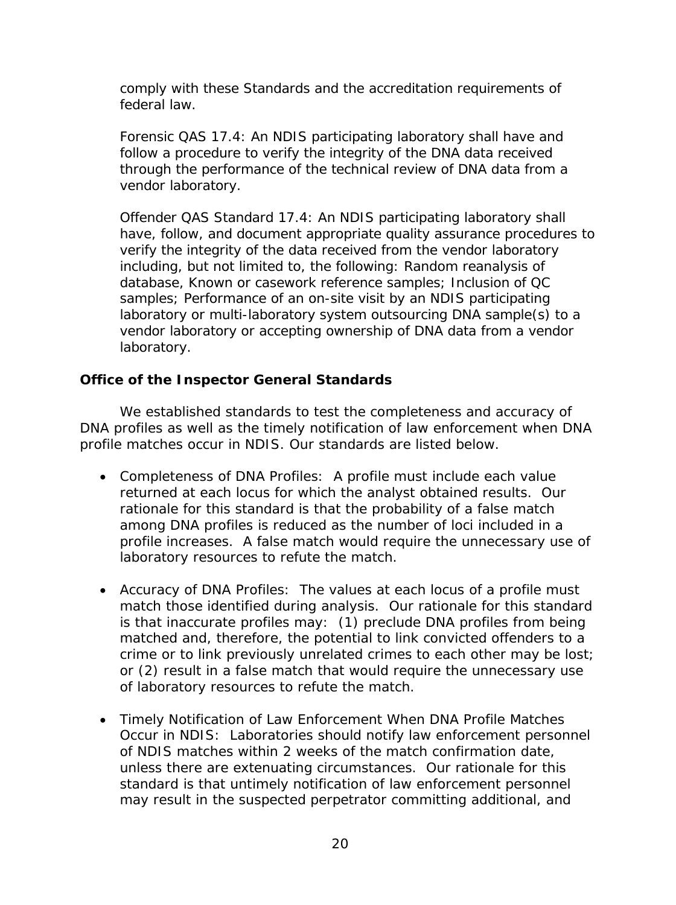comply with these Standards and the accreditation requirements of federal law.

Forensic QAS 17.4: An NDIS participating laboratory shall have and follow a procedure to verify the integrity of the DNA data received through the performance of the technical review of DNA data from a vendor laboratory.

Offender QAS Standard 17.4: An NDIS participating laboratory shall have, follow, and document appropriate quality assurance procedures to verify the integrity of the data received from the vendor laboratory including, but not limited to, the following: Random reanalysis of database, Known or casework reference samples; Inclusion of QC samples; Performance of an on-site visit by an NDIS participating laboratory or multi-laboratory system outsourcing DNA sample(s) to a vendor laboratory or accepting ownership of DNA data from a vendor laboratory.

### Office of the Inspector General Standards

We established standards to test the completeness and accuracy of DNA profiles as well as the timely notification of law enforcement when DNA profile matches occur in NDIS. Our standards are listed below.

- Completeness of DNA Profiles: A profile must include each value returned at each locus for which the analyst obtained results. Our rationale for this standard is that the probability of a false match among DNA profiles is reduced as the number of loci included in a profile increases. A false match would require the unnecessary use of laboratory resources to refute the match.

- Accuracy of DNA Profiles: The values at each locus of a profile must match those identified during analysis. Our rationale for this standard is that inaccurate profiles may: (1) preclude DNA profiles from being matched and, therefore, the potential to link convicted offenders to a crime or to link previously unrelated crimes to each other may be lost; or (2) result in a false match that would require the unnecessary use of laboratory resources to refute the match.

- Timely Notification of Law Enforcement When DNA Profile Matches Occur in NDIS: Laboratories should notify law enforcement personnel of NDIS matches within 2 weeks of the match confirmation date, unless there are extenuating circumstances. Our rationale for this standard is that untimely notification of law enforcement personnel may result in the suspected perpetrator committing additional, and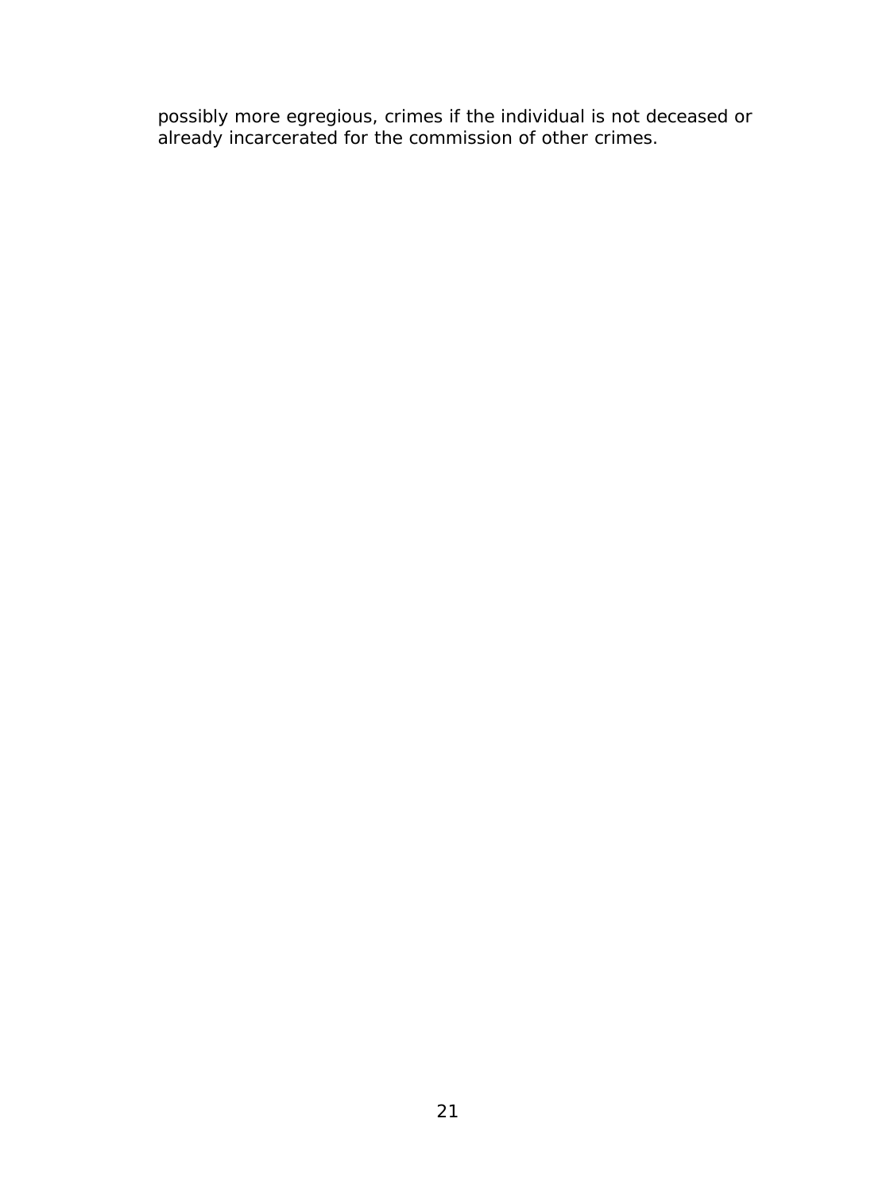possibly more egregious, crimes if the individual is not deceased or already incarcerated for the commission of other crimes.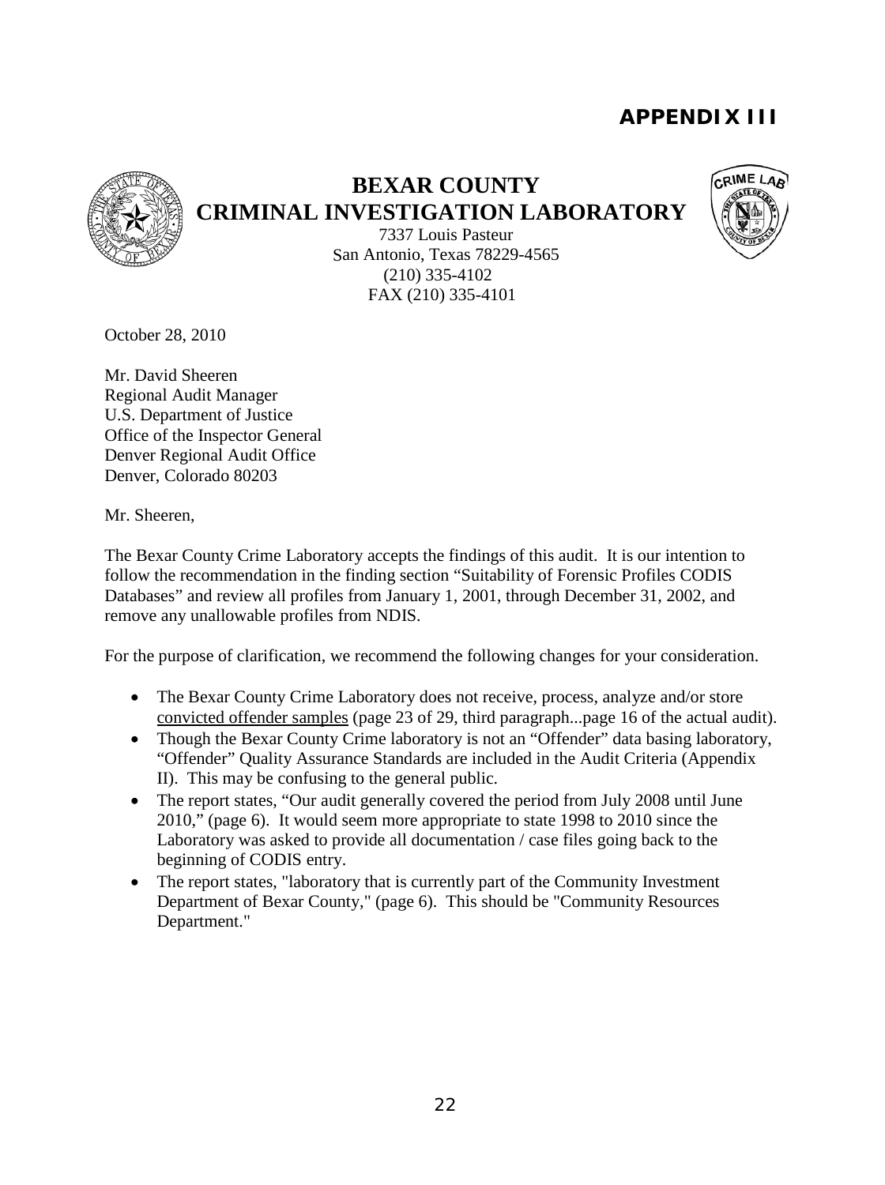# APPENDIX III

## BEXAR COUNTY
## CRIMINAL INVESTIGATION LABORATORY

7337 Louis Pasteur
San Antonio, Texas 78229-4565
(210) 335-4102
FAX (210) 335-4101

October 28, 2010

Mr. David Sheeren
Regional Audit Manager
U.S. Department of Justice
Office of the Inspector General
Denver Regional Audit Office
Denver, Colorado 80203

Mr. Sheeren,

The Bexar County Crime Laboratory accepts the findings of this audit. It is our intention to follow the recommendation in the finding section "Suitability of Forensic Profiles CODIS Databases" and review all profiles from January 1, 2001, through December 31, 2002, and remove any unallowable profiles from NDIS.

For the purpose of clarification, we recommend the following changes for your consideration.

- The Bexar County Crime Laboratory does not receive, process, analyze and/or store <u>convicted offender samples</u> (page 23 of 29, third paragraph...page 16 of the actual audit).
- Though the Bexar County Crime laboratory is not an "Offender" data basing laboratory, "Offender" Quality Assurance Standards are included in the Audit Criteria (Appendix II). This may be confusing to the general public.
- The report states, "Our audit generally covered the period from July 2008 until June 2010," (page 6). It would seem more appropriate to state 1998 to 2010 since the Laboratory was asked to provide all documentation / case files going back to the beginning of CODIS entry.
- The report states, "laboratory that is currently part of the Community Investment Department of Bexar County," (page 6). This should be "Community Resources Department."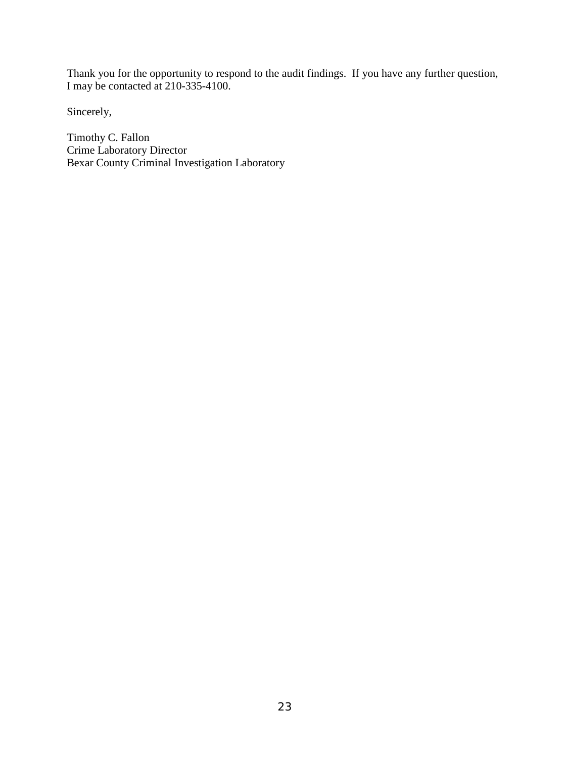Thank you for the opportunity to respond to the audit findings. If you have any further question, I may be contacted at 210-335-4100.

Sincerely,

Timothy C. Fallon
Crime Laboratory Director
Bexar County Criminal Investigation Laboratory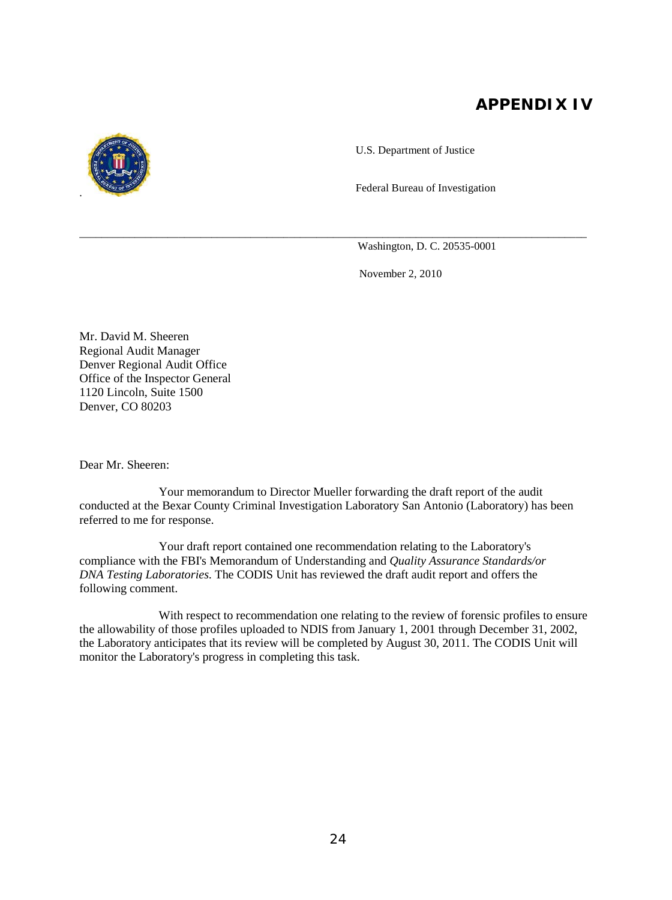# APPENDIX IV

U.S. Department of Justice

Federal Bureau of Investigation

Washington, D. C. 20535-0001

November 2, 2010

Mr. David M. Sheeren
Regional Audit Manager
Denver Regional Audit Office
Office of the Inspector General
1120 Lincoln, Suite 1500
Denver, CO 80203

Dear Mr. Sheeren:

Your memorandum to Director Mueller forwarding the draft report of the audit conducted at the Bexar County Criminal Investigation Laboratory San Antonio (Laboratory) has been referred to me for response.

Your draft report contained one recommendation relating to the Laboratory's compliance with the FBI's Memorandum of Understanding and *Quality Assurance Standards/or DNA Testing Laboratories.* The CODIS Unit has reviewed the draft audit report and offers the following comment.

With respect to recommendation one relating to the review of forensic profiles to ensure the allowability of those profiles uploaded to NDIS from January 1, 2001 through December 31, 2002, the Laboratory anticipates that its review will be completed by August 30, 2011. The CODIS Unit will monitor the Laboratory's progress in completing this task.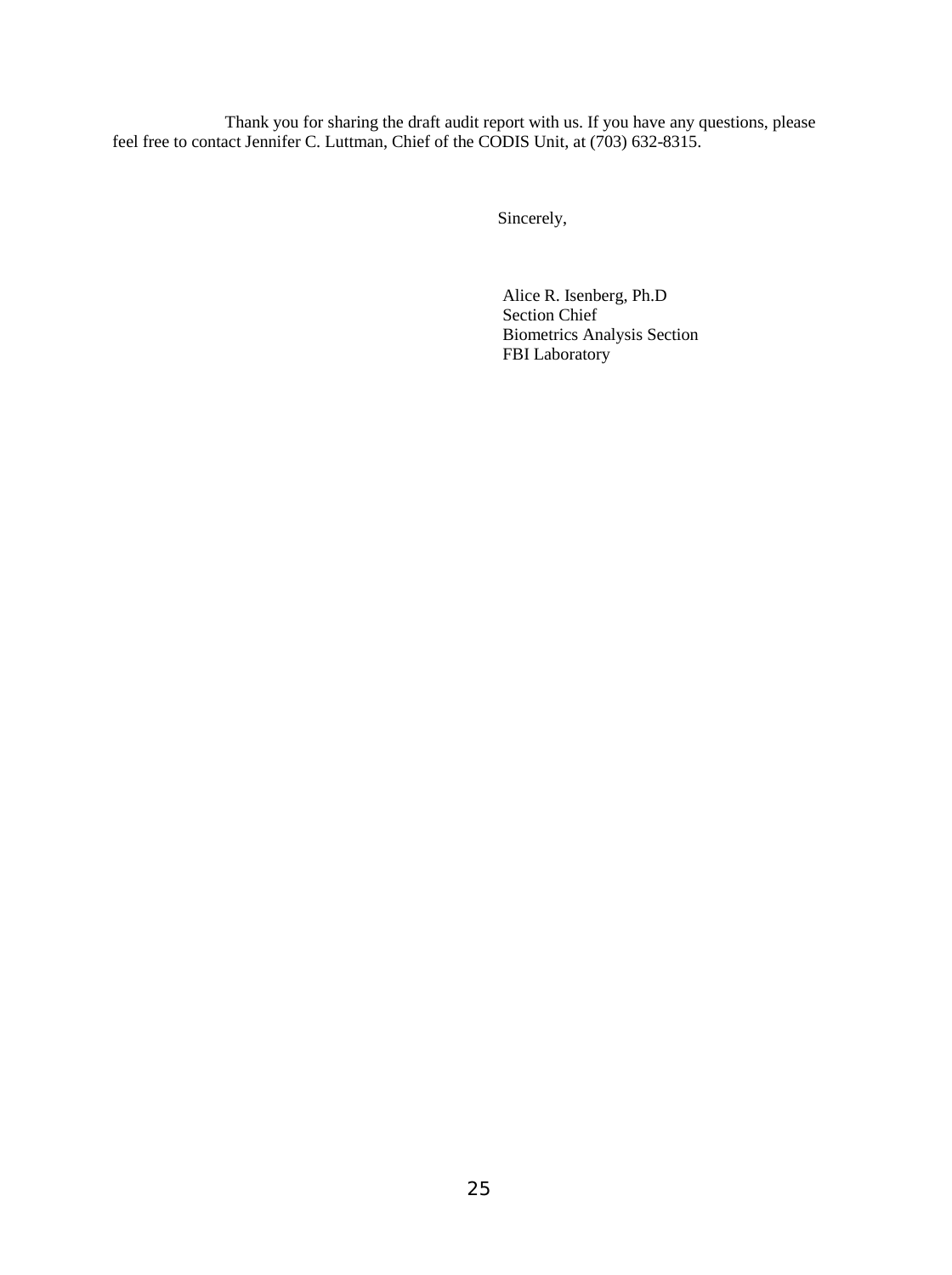Thank you for sharing the draft audit report with us. If you have any questions, please feel free to contact Jennifer C. Luttman, Chief of the CODIS Unit, at (703) 632-8315.

Sincerely,

Alice R. Isenberg, Ph.D
Section Chief
Biometrics Analysis Section
FBI Laboratory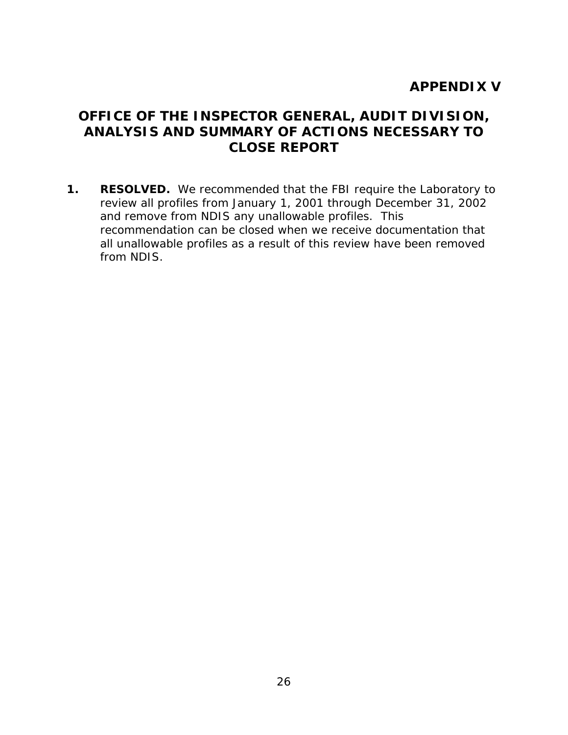# APPENDIX V

## OFFICE OF THE INSPECTOR GENERAL, AUDIT DIVISION, ANALYSIS AND SUMMARY OF ACTIONS NECESSARY TO CLOSE REPORT

1. **RESOLVED.** We recommended that the FBI require the Laboratory to review all profiles from January 1, 2001 through December 31, 2002 and remove from NDIS any unallowable profiles. This recommendation can be closed when we receive documentation that all unallowable profiles as a result of this review have been removed from NDIS.